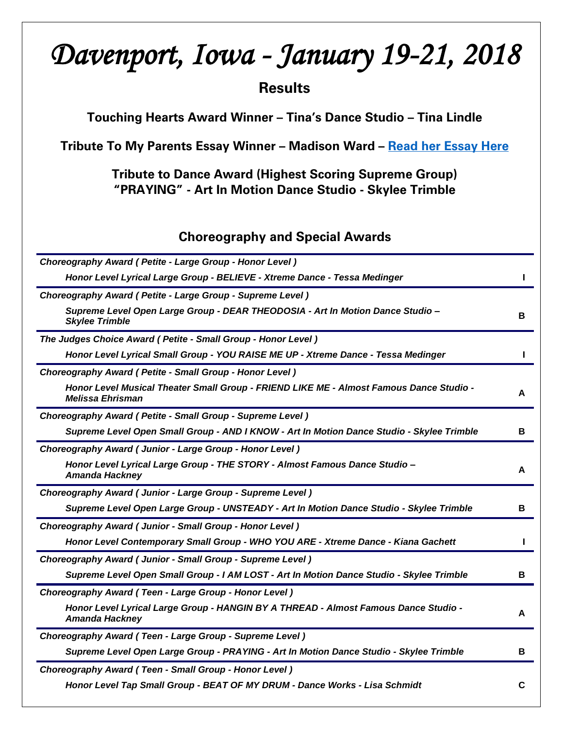# *Davenport, Iowa - January 19-21, 2018*

## Results

**Touching Hearts Award Winner – Tina's Dance Studio – Tina Lindle**

**Tribute To My Parents Essay Winner – Madison Ward – Read her Essay Here**

**Tribute to Dance Award (Highest Scoring Supreme Group)**
**"PRAYING" - Art In Motion Dance Studio - Skylee Trimble**

### Choreography and Special Awards

*Choreography Award ( Petite - Large Group - Honor Level )*

*Honor Level Lyrical Large Group - BELIEVE - Xtreme Dance - Tessa Medinger* **I**

*Choreography Award ( Petite - Large Group - Supreme Level )*

*Supreme Level Open Large Group - DEAR THEODOSIA - Art In Motion Dance Studio – Skylee Trimble* **B**

*The Judges Choice Award ( Petite - Small Group - Honor Level )*

*Honor Level Lyrical Small Group - YOU RAISE ME UP - Xtreme Dance - Tessa Medinger* **I**

*Choreography Award ( Petite - Small Group - Honor Level )*

*Honor Level Musical Theater Small Group - FRIEND LIKE ME - Almost Famous Dance Studio - Melissa Ehrisman* **A**

*Choreography Award ( Petite - Small Group - Supreme Level )*

*Supreme Level Open Small Group - AND I KNOW - Art In Motion Dance Studio - Skylee Trimble* **B**

*Choreography Award ( Junior - Large Group - Honor Level )*

*Honor Level Lyrical Large Group - THE STORY - Almost Famous Dance Studio – Amanda Hackney* **A**

*Choreography Award ( Junior - Large Group - Supreme Level )*

*Supreme Level Open Large Group - UNSTEADY - Art In Motion Dance Studio - Skylee Trimble* **B**

*Choreography Award ( Junior - Small Group - Honor Level )*

*Honor Level Contemporary Small Group - WHO YOU ARE - Xtreme Dance - Kiana Gachett* **I**

*Choreography Award ( Junior - Small Group - Supreme Level )*

*Supreme Level Open Small Group - I AM LOST - Art In Motion Dance Studio - Skylee Trimble* **B**

*Choreography Award ( Teen - Large Group - Honor Level )*

*Honor Level Lyrical Large Group - HANGIN BY A THREAD - Almost Famous Dance Studio - Amanda Hackney* **A**

*Choreography Award ( Teen - Large Group - Supreme Level )*

*Supreme Level Open Large Group - PRAYING - Art In Motion Dance Studio - Skylee Trimble* **B**

*Choreography Award ( Teen - Small Group - Honor Level )*

*Honor Level Tap Small Group - BEAT OF MY DRUM - Dance Works - Lisa Schmidt* **C**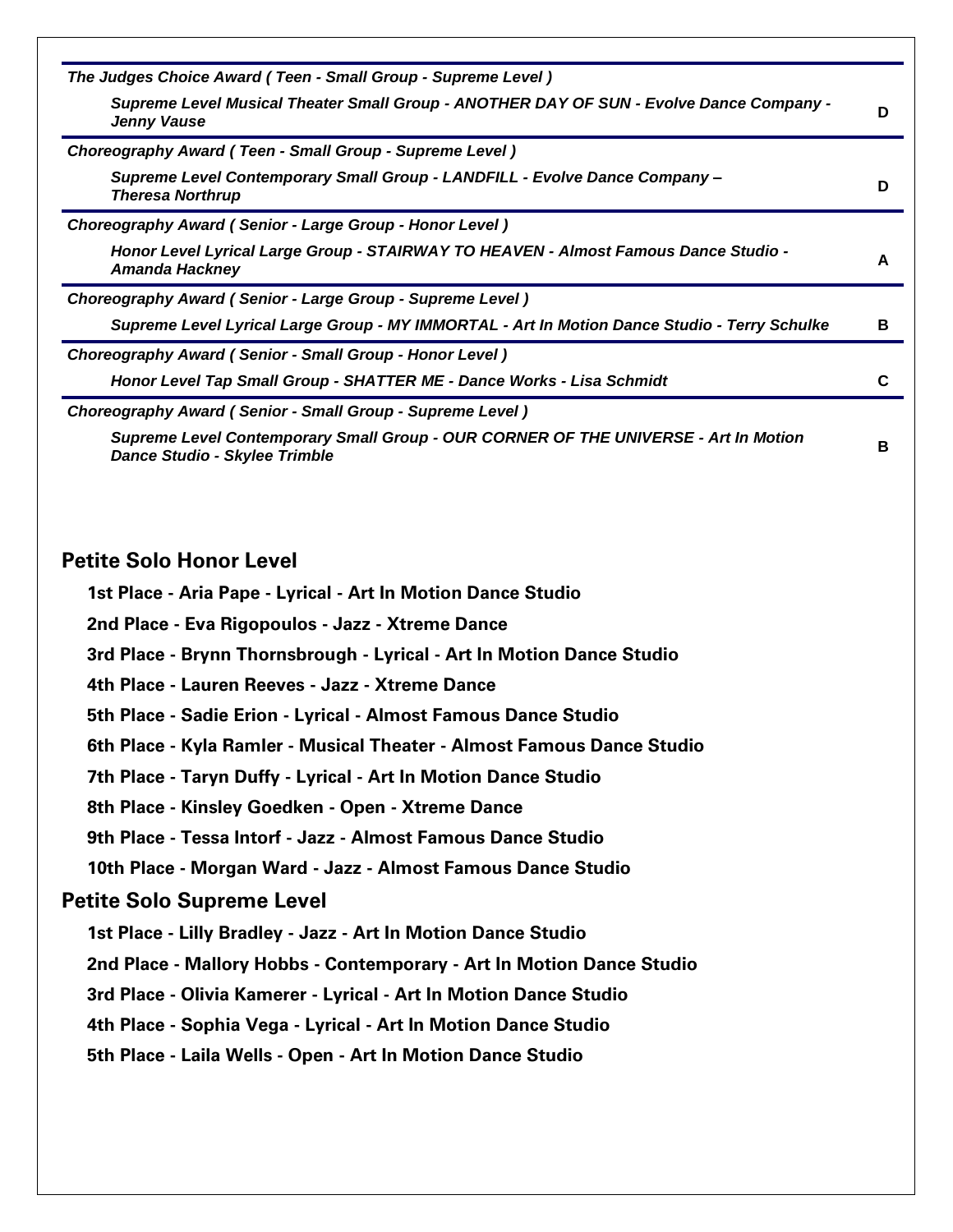| *The Judges Choice Award ( Teen - Small Group - Supreme Level )* | |
|---|---|
| *Supreme Level Musical Theater Small Group - ANOTHER DAY OF SUN - Evolve Dance Company - Jenny Vause* | **D** |
| *Choreography Award ( Teen - Small Group - Supreme Level )* | |
| *Supreme Level Contemporary Small Group - LANDFILL - Evolve Dance Company – Theresa Northrup* | **D** |
| *Choreography Award ( Senior - Large Group - Honor Level )* | |
| *Honor Level Lyrical Large Group - STAIRWAY TO HEAVEN - Almost Famous Dance Studio - Amanda Hackney* | **A** |
| *Choreography Award ( Senior - Large Group - Supreme Level )* | |
| *Supreme Level Lyrical Large Group - MY IMMORTAL - Art In Motion Dance Studio - Terry Schulke* | **B** |
| *Choreography Award ( Senior - Small Group - Honor Level )* | |
| *Honor Level Tap Small Group - SHATTER ME - Dance Works - Lisa Schmidt* | **C** |
| *Choreography Award ( Senior - Small Group - Supreme Level )* | |
| *Supreme Level Contemporary Small Group - OUR CORNER OF THE UNIVERSE - Art In Motion Dance Studio - Skylee Trimble* | **B** |

## Petite Solo Honor Level

1st Place - Aria Pape - Lyrical - Art In Motion Dance Studio

2nd Place - Eva Rigopoulos - Jazz - Xtreme Dance

3rd Place - Brynn Thornsbrough - Lyrical - Art In Motion Dance Studio

4th Place - Lauren Reeves - Jazz - Xtreme Dance

5th Place - Sadie Erion - Lyrical - Almost Famous Dance Studio

6th Place - Kyla Ramler - Musical Theater - Almost Famous Dance Studio

7th Place - Taryn Duffy - Lyrical - Art In Motion Dance Studio

8th Place - Kinsley Goedken - Open - Xtreme Dance

9th Place - Tessa Intorf - Jazz - Almost Famous Dance Studio

10th Place - Morgan Ward - Jazz - Almost Famous Dance Studio

## Petite Solo Supreme Level

1st Place - Lilly Bradley - Jazz - Art In Motion Dance Studio

2nd Place - Mallory Hobbs - Contemporary - Art In Motion Dance Studio

3rd Place - Olivia Kamerer - Lyrical - Art In Motion Dance Studio

4th Place - Sophia Vega - Lyrical - Art In Motion Dance Studio

5th Place - Laila Wells - Open - Art In Motion Dance Studio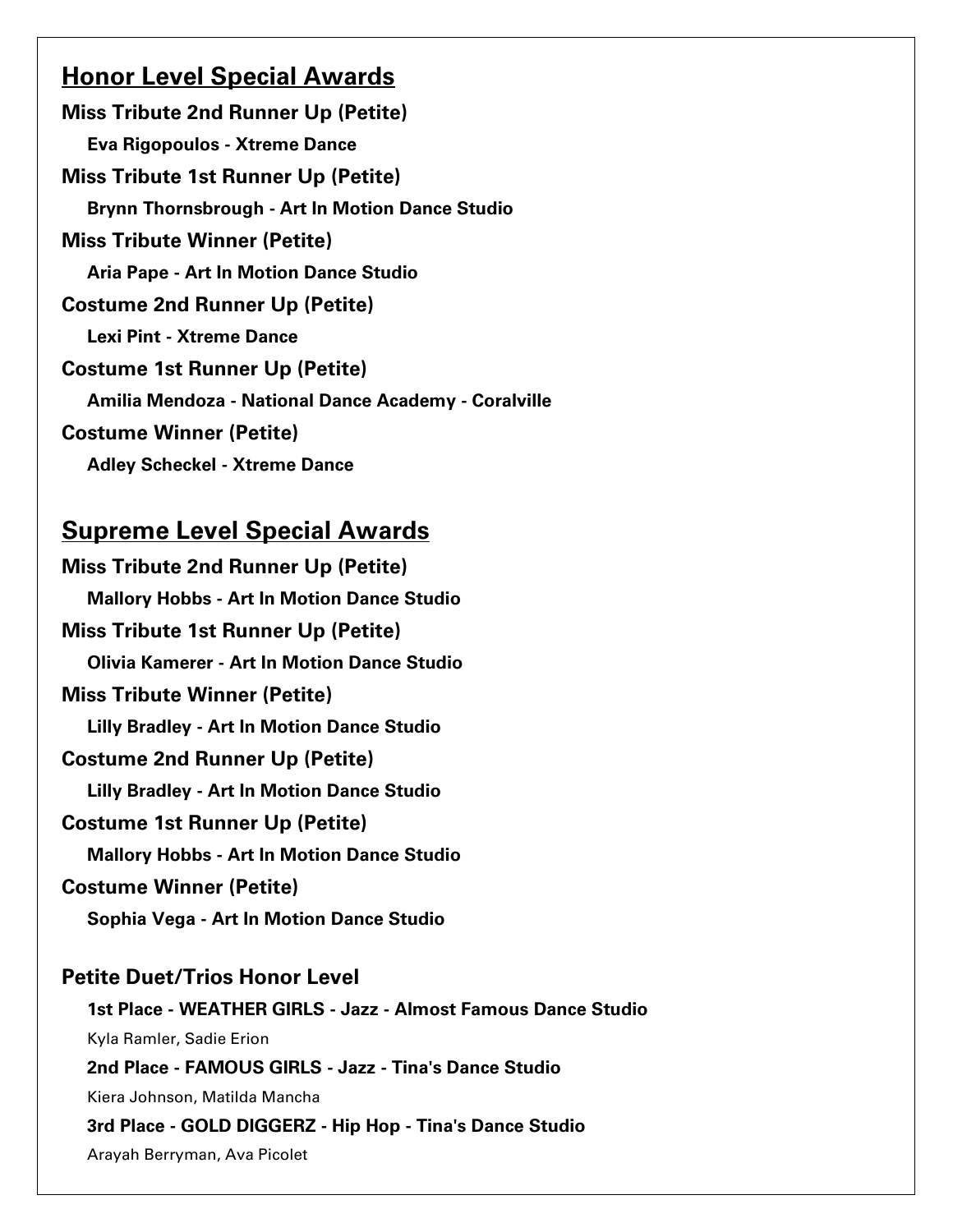## Honor Level Special Awards

**Miss Tribute 2nd Runner Up (Petite)**

**Eva Rigopoulos - Xtreme Dance**

**Miss Tribute 1st Runner Up (Petite)**

**Brynn Thornsbrough - Art In Motion Dance Studio**

**Miss Tribute Winner (Petite)**

**Aria Pape - Art In Motion Dance Studio**

**Costume 2nd Runner Up (Petite)**

**Lexi Pint - Xtreme Dance**

**Costume 1st Runner Up (Petite)**

**Amilia Mendoza - National Dance Academy - Coralville**

**Costume Winner (Petite)**

**Adley Scheckel - Xtreme Dance**

## Supreme Level Special Awards

**Miss Tribute 2nd Runner Up (Petite)**

**Mallory Hobbs - Art In Motion Dance Studio**

**Miss Tribute 1st Runner Up (Petite)**

**Olivia Kamerer - Art In Motion Dance Studio**

**Miss Tribute Winner (Petite)**

**Lilly Bradley - Art In Motion Dance Studio**

**Costume 2nd Runner Up (Petite)**

**Lilly Bradley - Art In Motion Dance Studio**

**Costume 1st Runner Up (Petite)**

**Mallory Hobbs - Art In Motion Dance Studio**

**Costume Winner (Petite)**

**Sophia Vega - Art In Motion Dance Studio**

### Petite Duet/Trios Honor Level

**1st Place - WEATHER GIRLS - Jazz - Almost Famous Dance Studio**

Kyla Ramler, Sadie Erion

**2nd Place - FAMOUS GIRLS - Jazz - Tina's Dance Studio**

Kiera Johnson, Matilda Mancha

**3rd Place - GOLD DIGGERZ - Hip Hop - Tina's Dance Studio**

Arayah Berryman, Ava Picolet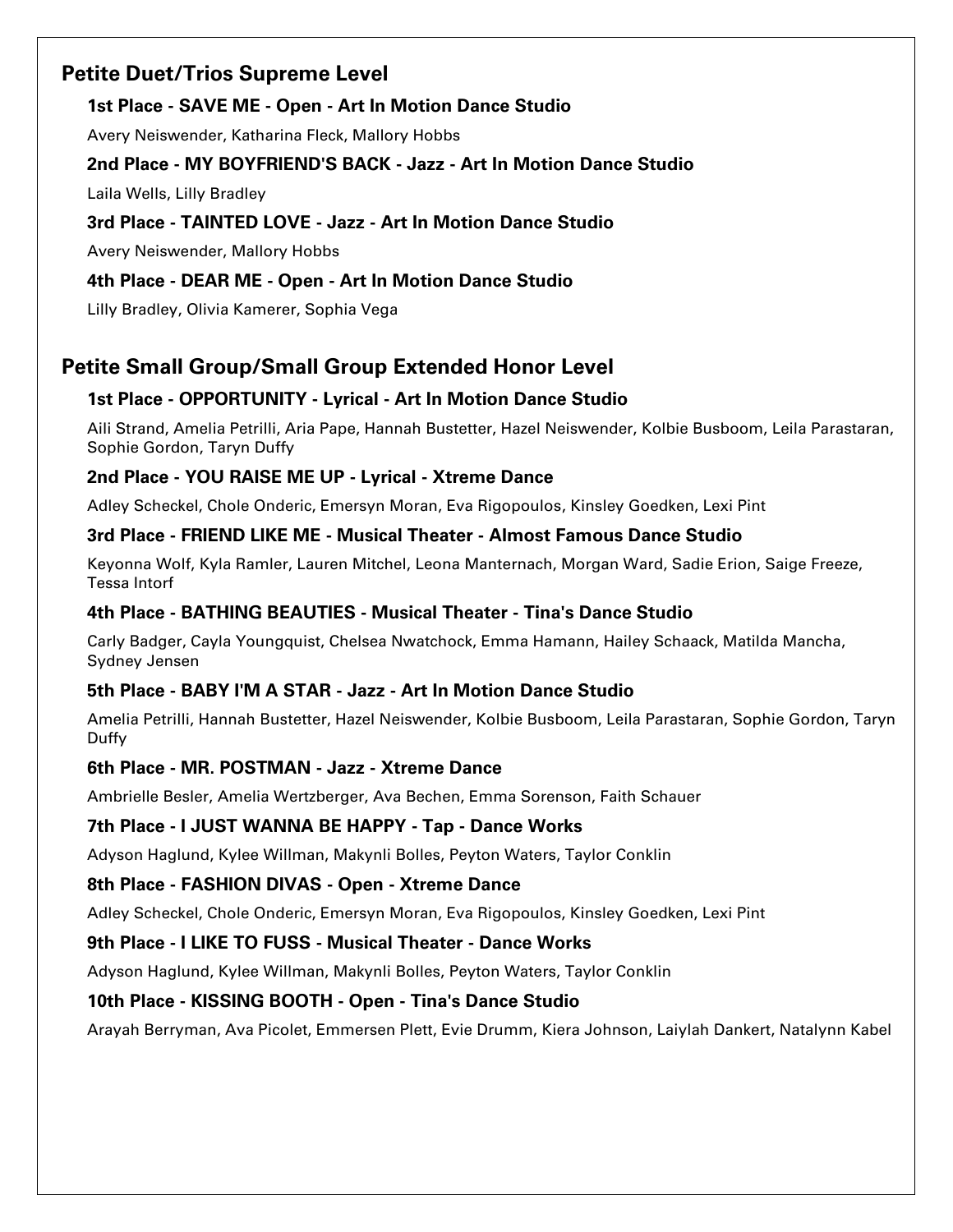## Petite Duet/Trios Supreme Level

### 1st Place - SAVE ME - Open - Art In Motion Dance Studio

Avery Neiswender, Katharina Fleck, Mallory Hobbs

### 2nd Place - MY BOYFRIEND'S BACK - Jazz - Art In Motion Dance Studio

Laila Wells, Lilly Bradley

### 3rd Place - TAINTED LOVE - Jazz - Art In Motion Dance Studio

Avery Neiswender, Mallory Hobbs

### 4th Place - DEAR ME - Open - Art In Motion Dance Studio

Lilly Bradley, Olivia Kamerer, Sophia Vega

## Petite Small Group/Small Group Extended Honor Level

### 1st Place - OPPORTUNITY - Lyrical - Art In Motion Dance Studio

Aili Strand, Amelia Petrilli, Aria Pape, Hannah Bustetter, Hazel Neiswender, Kolbie Busboom, Leila Parastaran, Sophie Gordon, Taryn Duffy

### 2nd Place - YOU RAISE ME UP - Lyrical - Xtreme Dance

Adley Scheckel, Chole Onderic, Emersyn Moran, Eva Rigopoulos, Kinsley Goedken, Lexi Pint

### 3rd Place - FRIEND LIKE ME - Musical Theater - Almost Famous Dance Studio

Keyonna Wolf, Kyla Ramler, Lauren Mitchel, Leona Manternach, Morgan Ward, Sadie Erion, Saige Freeze, Tessa Intorf

### 4th Place - BATHING BEAUTIES - Musical Theater - Tina's Dance Studio

Carly Badger, Cayla Youngquist, Chelsea Nwatchock, Emma Hamann, Hailey Schaack, Matilda Mancha, Sydney Jensen

### 5th Place - BABY I'M A STAR - Jazz - Art In Motion Dance Studio

Amelia Petrilli, Hannah Bustetter, Hazel Neiswender, Kolbie Busboom, Leila Parastaran, Sophie Gordon, Taryn Duffy

### 6th Place - MR. POSTMAN - Jazz - Xtreme Dance

Ambrielle Besler, Amelia Wertzberger, Ava Bechen, Emma Sorenson, Faith Schauer

### 7th Place - I JUST WANNA BE HAPPY - Tap - Dance Works

Adyson Haglund, Kylee Willman, Makynli Bolles, Peyton Waters, Taylor Conklin

### 8th Place - FASHION DIVAS - Open - Xtreme Dance

Adley Scheckel, Chole Onderic, Emersyn Moran, Eva Rigopoulos, Kinsley Goedken, Lexi Pint

### 9th Place - I LIKE TO FUSS - Musical Theater - Dance Works

Adyson Haglund, Kylee Willman, Makynli Bolles, Peyton Waters, Taylor Conklin

### 10th Place - KISSING BOOTH - Open - Tina's Dance Studio

Arayah Berryman, Ava Picolet, Emmersen Plett, Evie Drumm, Kiera Johnson, Laiylah Dankert, Natalynn Kabel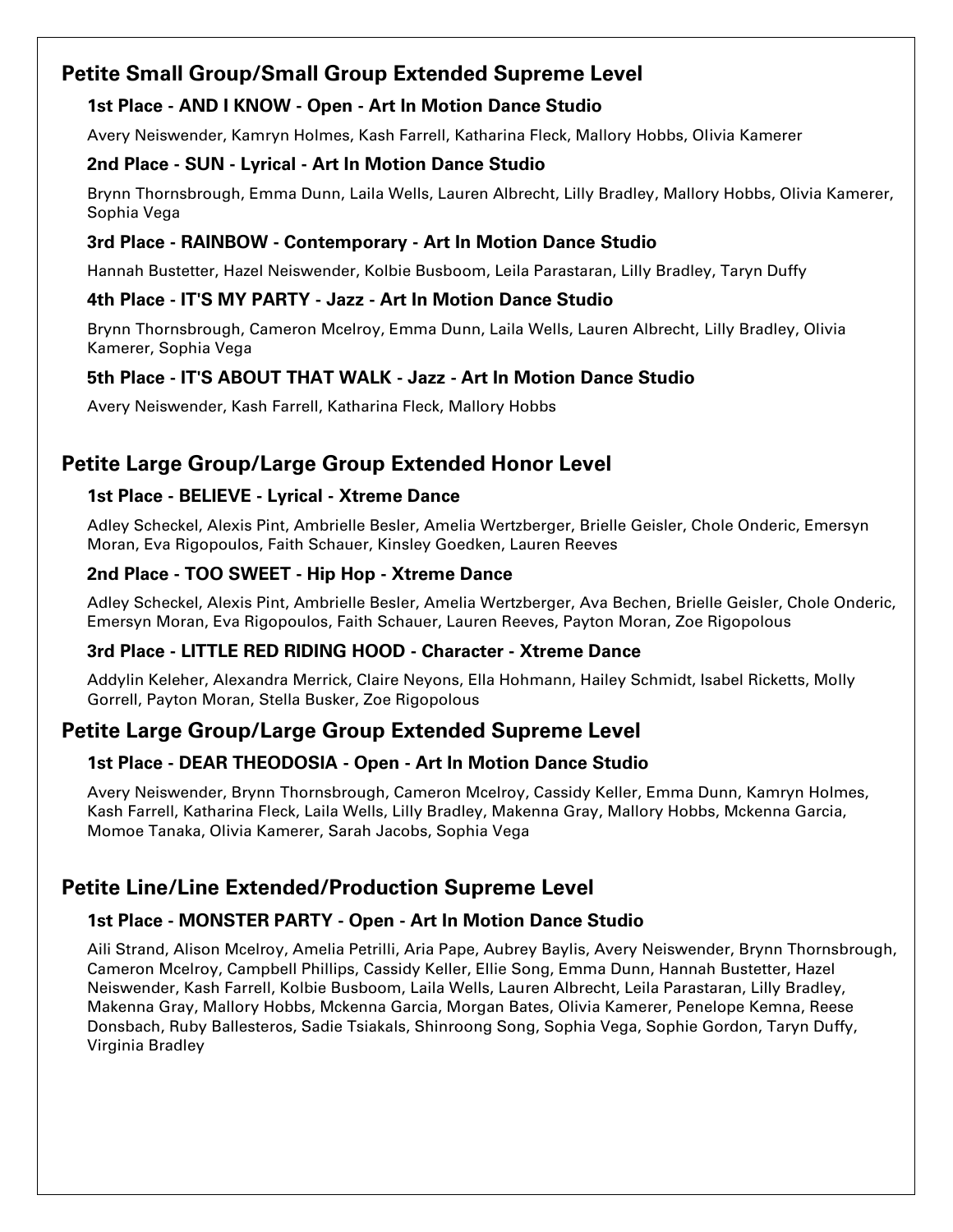## Petite Small Group/Small Group Extended Supreme Level

### 1st Place - AND I KNOW - Open - Art In Motion Dance Studio

Avery Neiswender, Kamryn Holmes, Kash Farrell, Katharina Fleck, Mallory Hobbs, Olivia Kamerer

### 2nd Place - SUN - Lyrical - Art In Motion Dance Studio

Brynn Thornsbrough, Emma Dunn, Laila Wells, Lauren Albrecht, Lilly Bradley, Mallory Hobbs, Olivia Kamerer, Sophia Vega

### 3rd Place - RAINBOW - Contemporary - Art In Motion Dance Studio

Hannah Bustetter, Hazel Neiswender, Kolbie Busboom, Leila Parastaran, Lilly Bradley, Taryn Duffy

### 4th Place - IT'S MY PARTY - Jazz - Art In Motion Dance Studio

Brynn Thornsbrough, Cameron Mcelroy, Emma Dunn, Laila Wells, Lauren Albrecht, Lilly Bradley, Olivia Kamerer, Sophia Vega

### 5th Place - IT'S ABOUT THAT WALK - Jazz - Art In Motion Dance Studio

Avery Neiswender, Kash Farrell, Katharina Fleck, Mallory Hobbs

## Petite Large Group/Large Group Extended Honor Level

### 1st Place - BELIEVE - Lyrical - Xtreme Dance

Adley Scheckel, Alexis Pint, Ambrielle Besler, Amelia Wertzberger, Brielle Geisler, Chole Onderic, Emersyn Moran, Eva Rigopoulos, Faith Schauer, Kinsley Goedken, Lauren Reeves

### 2nd Place - TOO SWEET - Hip Hop - Xtreme Dance

Adley Scheckel, Alexis Pint, Ambrielle Besler, Amelia Wertzberger, Ava Bechen, Brielle Geisler, Chole Onderic, Emersyn Moran, Eva Rigopoulos, Faith Schauer, Lauren Reeves, Payton Moran, Zoe Rigopolous

### 3rd Place - LITTLE RED RIDING HOOD - Character - Xtreme Dance

Addylin Keleher, Alexandra Merrick, Claire Neyons, Ella Hohmann, Hailey Schmidt, Isabel Ricketts, Molly Gorrell, Payton Moran, Stella Busker, Zoe Rigopolous

## Petite Large Group/Large Group Extended Supreme Level

### 1st Place - DEAR THEODOSIA - Open - Art In Motion Dance Studio

Avery Neiswender, Brynn Thornsbrough, Cameron Mcelroy, Cassidy Keller, Emma Dunn, Kamryn Holmes, Kash Farrell, Katharina Fleck, Laila Wells, Lilly Bradley, Makenna Gray, Mallory Hobbs, Mckenna Garcia, Momoe Tanaka, Olivia Kamerer, Sarah Jacobs, Sophia Vega

## Petite Line/Line Extended/Production Supreme Level

### 1st Place - MONSTER PARTY - Open - Art In Motion Dance Studio

Aili Strand, Alison Mcelroy, Amelia Petrilli, Aria Pape, Aubrey Baylis, Avery Neiswender, Brynn Thornsbrough, Cameron Mcelroy, Campbell Phillips, Cassidy Keller, Ellie Song, Emma Dunn, Hannah Bustetter, Hazel Neiswender, Kash Farrell, Kolbie Busboom, Laila Wells, Lauren Albrecht, Leila Parastaran, Lilly Bradley, Makenna Gray, Mallory Hobbs, Mckenna Garcia, Morgan Bates, Olivia Kamerer, Penelope Kemna, Reese Donsbach, Ruby Ballesteros, Sadie Tsiakals, Shinroong Song, Sophia Vega, Sophie Gordon, Taryn Duffy, Virginia Bradley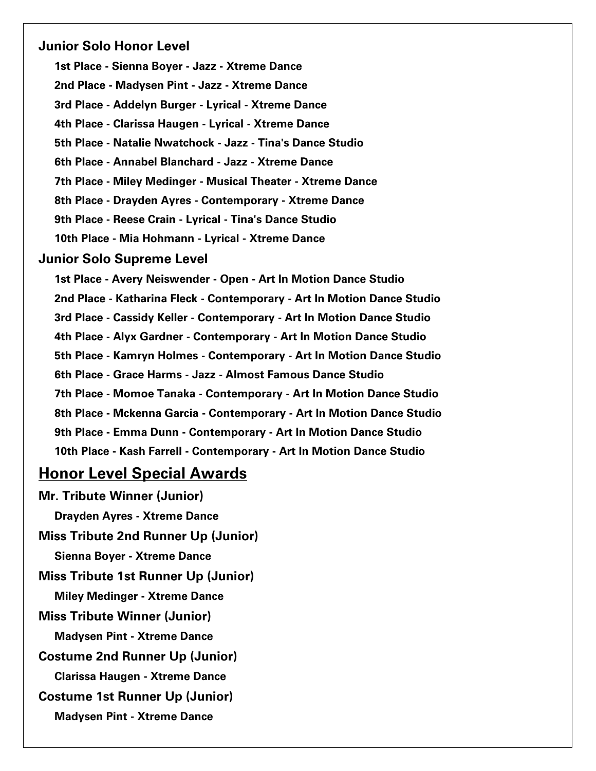### Junior Solo Honor Level

1st Place - Sienna Boyer - Jazz - Xtreme Dance

2nd Place - Madysen Pint - Jazz - Xtreme Dance

3rd Place - Addelyn Burger - Lyrical - Xtreme Dance

4th Place - Clarissa Haugen - Lyrical - Xtreme Dance

5th Place - Natalie Nwatchock - Jazz - Tina's Dance Studio

6th Place - Annabel Blanchard - Jazz - Xtreme Dance

7th Place - Miley Medinger - Musical Theater - Xtreme Dance

8th Place - Drayden Ayres - Contemporary - Xtreme Dance

9th Place - Reese Crain - Lyrical - Tina's Dance Studio

10th Place - Mia Hohmann - Lyrical - Xtreme Dance

### Junior Solo Supreme Level

1st Place - Avery Neiswender - Open - Art In Motion Dance Studio

2nd Place - Katharina Fleck - Contemporary - Art In Motion Dance Studio

3rd Place - Cassidy Keller - Contemporary - Art In Motion Dance Studio

4th Place - Alyx Gardner - Contemporary - Art In Motion Dance Studio

5th Place - Kamryn Holmes - Contemporary - Art In Motion Dance Studio

6th Place - Grace Harms - Jazz - Almost Famous Dance Studio

7th Place - Momoe Tanaka - Contemporary - Art In Motion Dance Studio

8th Place - Mckenna Garcia - Contemporary - Art In Motion Dance Studio

9th Place - Emma Dunn - Contemporary - Art In Motion Dance Studio

10th Place - Kash Farrell - Contemporary - Art In Motion Dance Studio

## Honor Level Special Awards

### Mr. Tribute Winner (Junior)

Drayden Ayres - Xtreme Dance

### Miss Tribute 2nd Runner Up (Junior)

Sienna Boyer - Xtreme Dance

### Miss Tribute 1st Runner Up (Junior)

Miley Medinger - Xtreme Dance

### Miss Tribute Winner (Junior)

Madysen Pint - Xtreme Dance

### Costume 2nd Runner Up (Junior)

Clarissa Haugen - Xtreme Dance

### Costume 1st Runner Up (Junior)

Madysen Pint - Xtreme Dance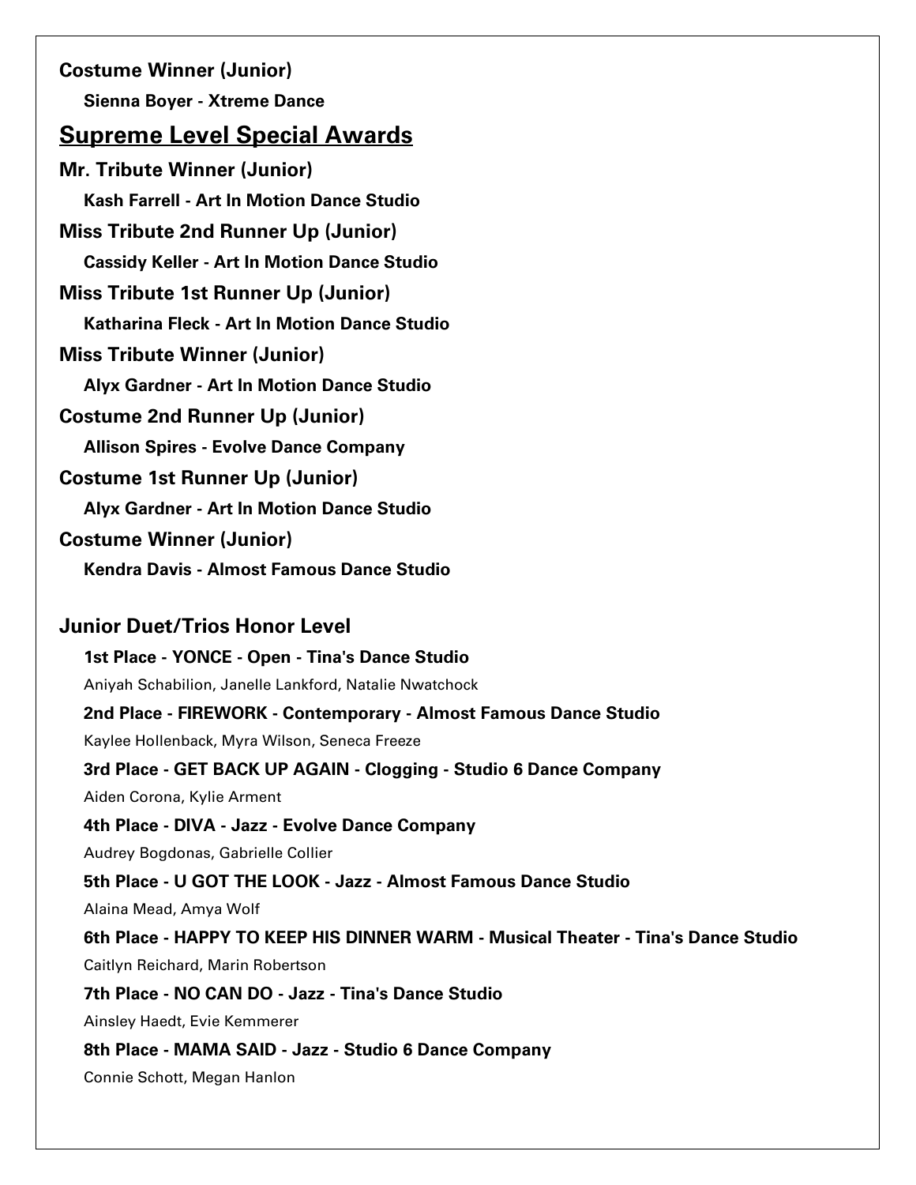**Costume Winner (Junior)**

**Sienna Boyer - Xtreme Dance**

## Supreme Level Special Awards

**Mr. Tribute Winner (Junior)**

**Kash Farrell - Art In Motion Dance Studio**

**Miss Tribute 2nd Runner Up (Junior)**

**Cassidy Keller - Art In Motion Dance Studio**

**Miss Tribute 1st Runner Up (Junior)**

**Katharina Fleck - Art In Motion Dance Studio**

**Miss Tribute Winner (Junior)**

**Alyx Gardner - Art In Motion Dance Studio**

**Costume 2nd Runner Up (Junior)**

**Allison Spires - Evolve Dance Company**

**Costume 1st Runner Up (Junior)**

**Alyx Gardner - Art In Motion Dance Studio**

**Costume Winner (Junior)**

**Kendra Davis - Almost Famous Dance Studio**

### Junior Duet/Trios Honor Level

**1st Place - YONCE - Open - Tina's Dance Studio**

Aniyah Schabilion, Janelle Lankford, Natalie Nwatchock

**2nd Place - FIREWORK - Contemporary - Almost Famous Dance Studio**

Kaylee Hollenback, Myra Wilson, Seneca Freeze

**3rd Place - GET BACK UP AGAIN - Clogging - Studio 6 Dance Company**

Aiden Corona, Kylie Arment

**4th Place - DIVA - Jazz - Evolve Dance Company**

Audrey Bogdonas, Gabrielle Collier

**5th Place - U GOT THE LOOK - Jazz - Almost Famous Dance Studio**

Alaina Mead, Amya Wolf

**6th Place - HAPPY TO KEEP HIS DINNER WARM - Musical Theater - Tina's Dance Studio**

Caitlyn Reichard, Marin Robertson

**7th Place - NO CAN DO - Jazz - Tina's Dance Studio**

Ainsley Haedt, Evie Kemmerer

**8th Place - MAMA SAID - Jazz - Studio 6 Dance Company**

Connie Schott, Megan Hanlon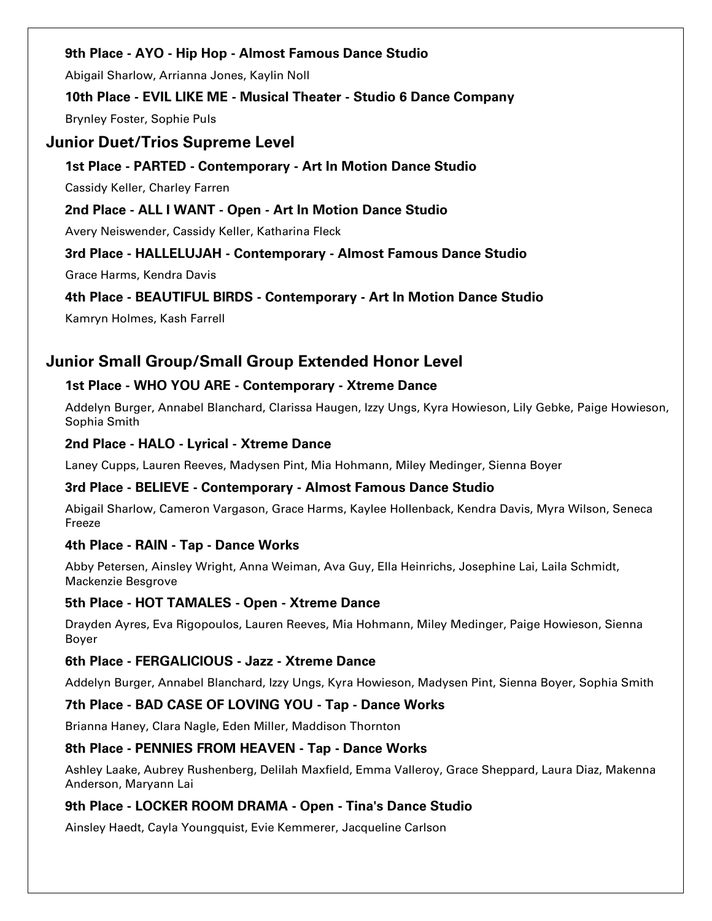**9th Place - AYO - Hip Hop - Almost Famous Dance Studio**

Abigail Sharlow, Arrianna Jones, Kaylin Noll

**10th Place - EVIL LIKE ME - Musical Theater - Studio 6 Dance Company**

Brynley Foster, Sophie Puls

## Junior Duet/Trios Supreme Level

**1st Place - PARTED - Contemporary - Art In Motion Dance Studio**

Cassidy Keller, Charley Farren

**2nd Place - ALL I WANT - Open - Art In Motion Dance Studio**

Avery Neiswender, Cassidy Keller, Katharina Fleck

**3rd Place - HALLELUJAH - Contemporary - Almost Famous Dance Studio**

Grace Harms, Kendra Davis

**4th Place - BEAUTIFUL BIRDS - Contemporary - Art In Motion Dance Studio**

Kamryn Holmes, Kash Farrell

## Junior Small Group/Small Group Extended Honor Level

**1st Place - WHO YOU ARE - Contemporary - Xtreme Dance**

Addelyn Burger, Annabel Blanchard, Clarissa Haugen, Izzy Ungs, Kyra Howieson, Lily Gebke, Paige Howieson, Sophia Smith

**2nd Place - HALO - Lyrical - Xtreme Dance**

Laney Cupps, Lauren Reeves, Madysen Pint, Mia Hohmann, Miley Medinger, Sienna Boyer

**3rd Place - BELIEVE - Contemporary - Almost Famous Dance Studio**

Abigail Sharlow, Cameron Vargason, Grace Harms, Kaylee Hollenback, Kendra Davis, Myra Wilson, Seneca Freeze

**4th Place - RAIN - Tap - Dance Works**

Abby Petersen, Ainsley Wright, Anna Weiman, Ava Guy, Ella Heinrichs, Josephine Lai, Laila Schmidt, Mackenzie Besgrove

**5th Place - HOT TAMALES - Open - Xtreme Dance**

Drayden Ayres, Eva Rigopoulos, Lauren Reeves, Mia Hohmann, Miley Medinger, Paige Howieson, Sienna Boyer

**6th Place - FERGALICIOUS - Jazz - Xtreme Dance**

Addelyn Burger, Annabel Blanchard, Izzy Ungs, Kyra Howieson, Madysen Pint, Sienna Boyer, Sophia Smith

**7th Place - BAD CASE OF LOVING YOU - Tap - Dance Works**

Brianna Haney, Clara Nagle, Eden Miller, Maddison Thornton

**8th Place - PENNIES FROM HEAVEN - Tap - Dance Works**

Ashley Laake, Aubrey Rushenberg, Delilah Maxfield, Emma Valleroy, Grace Sheppard, Laura Diaz, Makenna Anderson, Maryann Lai

**9th Place - LOCKER ROOM DRAMA - Open - Tina's Dance Studio**

Ainsley Haedt, Cayla Youngquist, Evie Kemmerer, Jacqueline Carlson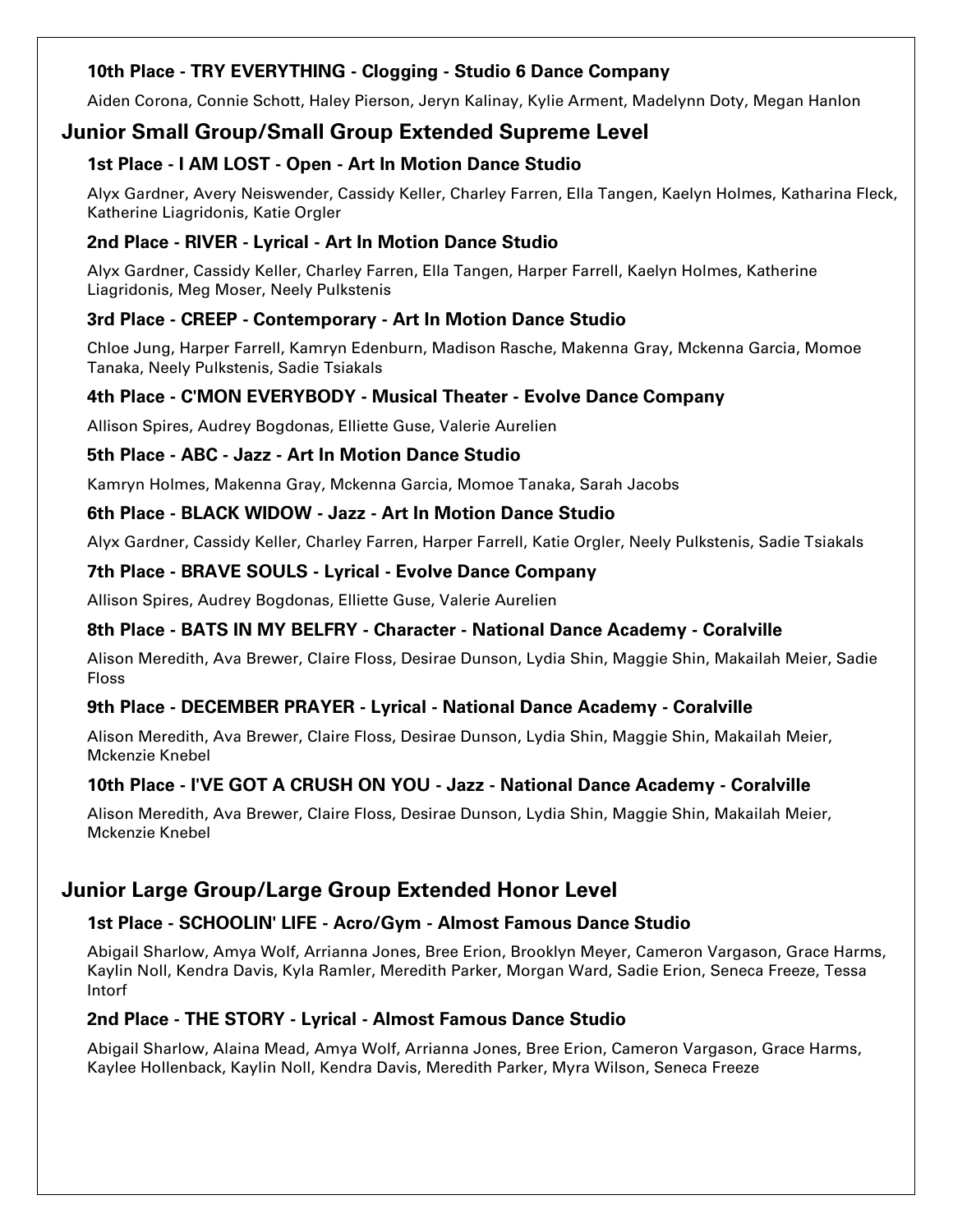### 10th Place - TRY EVERYTHING - Clogging - Studio 6 Dance Company

Aiden Corona, Connie Schott, Haley Pierson, Jeryn Kalinay, Kylie Arment, Madelynn Doty, Megan Hanlon

## Junior Small Group/Small Group Extended Supreme Level

### 1st Place - I AM LOST - Open - Art In Motion Dance Studio

Alyx Gardner, Avery Neiswender, Cassidy Keller, Charley Farren, Ella Tangen, Kaelyn Holmes, Katharina Fleck, Katherine Liagridonis, Katie Orgler

### 2nd Place - RIVER - Lyrical - Art In Motion Dance Studio

Alyx Gardner, Cassidy Keller, Charley Farren, Ella Tangen, Harper Farrell, Kaelyn Holmes, Katherine Liagridonis, Meg Moser, Neely Pulkstenis

### 3rd Place - CREEP - Contemporary - Art In Motion Dance Studio

Chloe Jung, Harper Farrell, Kamryn Edenburn, Madison Rasche, Makenna Gray, Mckenna Garcia, Momoe Tanaka, Neely Pulkstenis, Sadie Tsiakals

### 4th Place - C'MON EVERYBODY - Musical Theater - Evolve Dance Company

Allison Spires, Audrey Bogdonas, Elliette Guse, Valerie Aurelien

### 5th Place - ABC - Jazz - Art In Motion Dance Studio

Kamryn Holmes, Makenna Gray, Mckenna Garcia, Momoe Tanaka, Sarah Jacobs

### 6th Place - BLACK WIDOW - Jazz - Art In Motion Dance Studio

Alyx Gardner, Cassidy Keller, Charley Farren, Harper Farrell, Katie Orgler, Neely Pulkstenis, Sadie Tsiakals

### 7th Place - BRAVE SOULS - Lyrical - Evolve Dance Company

Allison Spires, Audrey Bogdonas, Elliette Guse, Valerie Aurelien

### 8th Place - BATS IN MY BELFRY - Character - National Dance Academy - Coralville

Alison Meredith, Ava Brewer, Claire Floss, Desirae Dunson, Lydia Shin, Maggie Shin, Makailah Meier, Sadie Floss

### 9th Place - DECEMBER PRAYER - Lyrical - National Dance Academy - Coralville

Alison Meredith, Ava Brewer, Claire Floss, Desirae Dunson, Lydia Shin, Maggie Shin, Makailah Meier, Mckenzie Knebel

### 10th Place - I'VE GOT A CRUSH ON YOU - Jazz - National Dance Academy - Coralville

Alison Meredith, Ava Brewer, Claire Floss, Desirae Dunson, Lydia Shin, Maggie Shin, Makailah Meier, Mckenzie Knebel

## Junior Large Group/Large Group Extended Honor Level

### 1st Place - SCHOOLIN' LIFE - Acro/Gym - Almost Famous Dance Studio

Abigail Sharlow, Amya Wolf, Arrianna Jones, Bree Erion, Brooklyn Meyer, Cameron Vargason, Grace Harms, Kaylin Noll, Kendra Davis, Kyla Ramler, Meredith Parker, Morgan Ward, Sadie Erion, Seneca Freeze, Tessa Intorf

### 2nd Place - THE STORY - Lyrical - Almost Famous Dance Studio

Abigail Sharlow, Alaina Mead, Amya Wolf, Arrianna Jones, Bree Erion, Cameron Vargason, Grace Harms, Kaylee Hollenback, Kaylin Noll, Kendra Davis, Meredith Parker, Myra Wilson, Seneca Freeze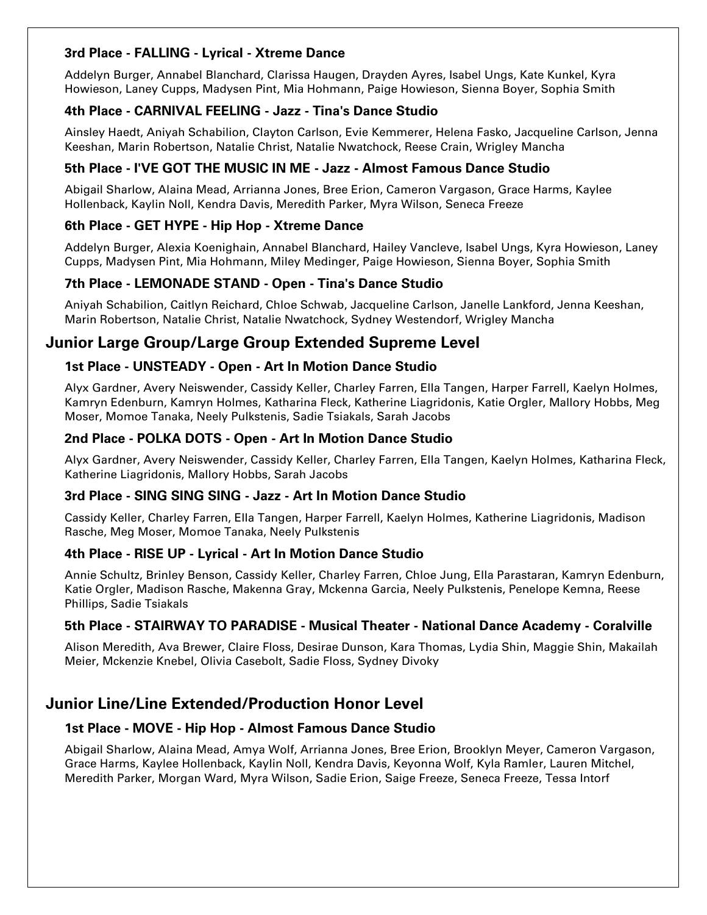### 3rd Place - FALLING - Lyrical - Xtreme Dance

Addelyn Burger, Annabel Blanchard, Clarissa Haugen, Drayden Ayres, Isabel Ungs, Kate Kunkel, Kyra Howieson, Laney Cupps, Madysen Pint, Mia Hohmann, Paige Howieson, Sienna Boyer, Sophia Smith

### 4th Place - CARNIVAL FEELING - Jazz - Tina's Dance Studio

Ainsley Haedt, Aniyah Schabilion, Clayton Carlson, Evie Kemmerer, Helena Fasko, Jacqueline Carlson, Jenna Keeshan, Marin Robertson, Natalie Christ, Natalie Nwatchock, Reese Crain, Wrigley Mancha

### 5th Place - I'VE GOT THE MUSIC IN ME - Jazz - Almost Famous Dance Studio

Abigail Sharlow, Alaina Mead, Arrianna Jones, Bree Erion, Cameron Vargason, Grace Harms, Kaylee Hollenback, Kaylin Noll, Kendra Davis, Meredith Parker, Myra Wilson, Seneca Freeze

### 6th Place - GET HYPE - Hip Hop - Xtreme Dance

Addelyn Burger, Alexia Koenighain, Annabel Blanchard, Hailey Vancleve, Isabel Ungs, Kyra Howieson, Laney Cupps, Madysen Pint, Mia Hohmann, Miley Medinger, Paige Howieson, Sienna Boyer, Sophia Smith

### 7th Place - LEMONADE STAND - Open - Tina's Dance Studio

Aniyah Schabilion, Caitlyn Reichard, Chloe Schwab, Jacqueline Carlson, Janelle Lankford, Jenna Keeshan, Marin Robertson, Natalie Christ, Natalie Nwatchock, Sydney Westendorf, Wrigley Mancha

## Junior Large Group/Large Group Extended Supreme Level

### 1st Place - UNSTEADY - Open - Art In Motion Dance Studio

Alyx Gardner, Avery Neiswender, Cassidy Keller, Charley Farren, Ella Tangen, Harper Farrell, Kaelyn Holmes, Kamryn Edenburn, Kamryn Holmes, Katharina Fleck, Katherine Liagridonis, Katie Orgler, Mallory Hobbs, Meg Moser, Momoe Tanaka, Neely Pulkstenis, Sadie Tsiakals, Sarah Jacobs

### 2nd Place - POLKA DOTS - Open - Art In Motion Dance Studio

Alyx Gardner, Avery Neiswender, Cassidy Keller, Charley Farren, Ella Tangen, Kaelyn Holmes, Katharina Fleck, Katherine Liagridonis, Mallory Hobbs, Sarah Jacobs

### 3rd Place - SING SING SING - Jazz - Art In Motion Dance Studio

Cassidy Keller, Charley Farren, Ella Tangen, Harper Farrell, Kaelyn Holmes, Katherine Liagridonis, Madison Rasche, Meg Moser, Momoe Tanaka, Neely Pulkstenis

### 4th Place - RISE UP - Lyrical - Art In Motion Dance Studio

Annie Schultz, Brinley Benson, Cassidy Keller, Charley Farren, Chloe Jung, Ella Parastaran, Kamryn Edenburn, Katie Orgler, Madison Rasche, Makenna Gray, Mckenna Garcia, Neely Pulkstenis, Penelope Kemna, Reese Phillips, Sadie Tsiakals

### 5th Place - STAIRWAY TO PARADISE - Musical Theater - National Dance Academy - Coralville

Alison Meredith, Ava Brewer, Claire Floss, Desirae Dunson, Kara Thomas, Lydia Shin, Maggie Shin, Makailah Meier, Mckenzie Knebel, Olivia Casebolt, Sadie Floss, Sydney Divoky

## Junior Line/Line Extended/Production Honor Level

### 1st Place - MOVE - Hip Hop - Almost Famous Dance Studio

Abigail Sharlow, Alaina Mead, Amya Wolf, Arrianna Jones, Bree Erion, Brooklyn Meyer, Cameron Vargason, Grace Harms, Kaylee Hollenback, Kaylin Noll, Kendra Davis, Keyonna Wolf, Kyla Ramler, Lauren Mitchel, Meredith Parker, Morgan Ward, Myra Wilson, Sadie Erion, Saige Freeze, Seneca Freeze, Tessa Intorf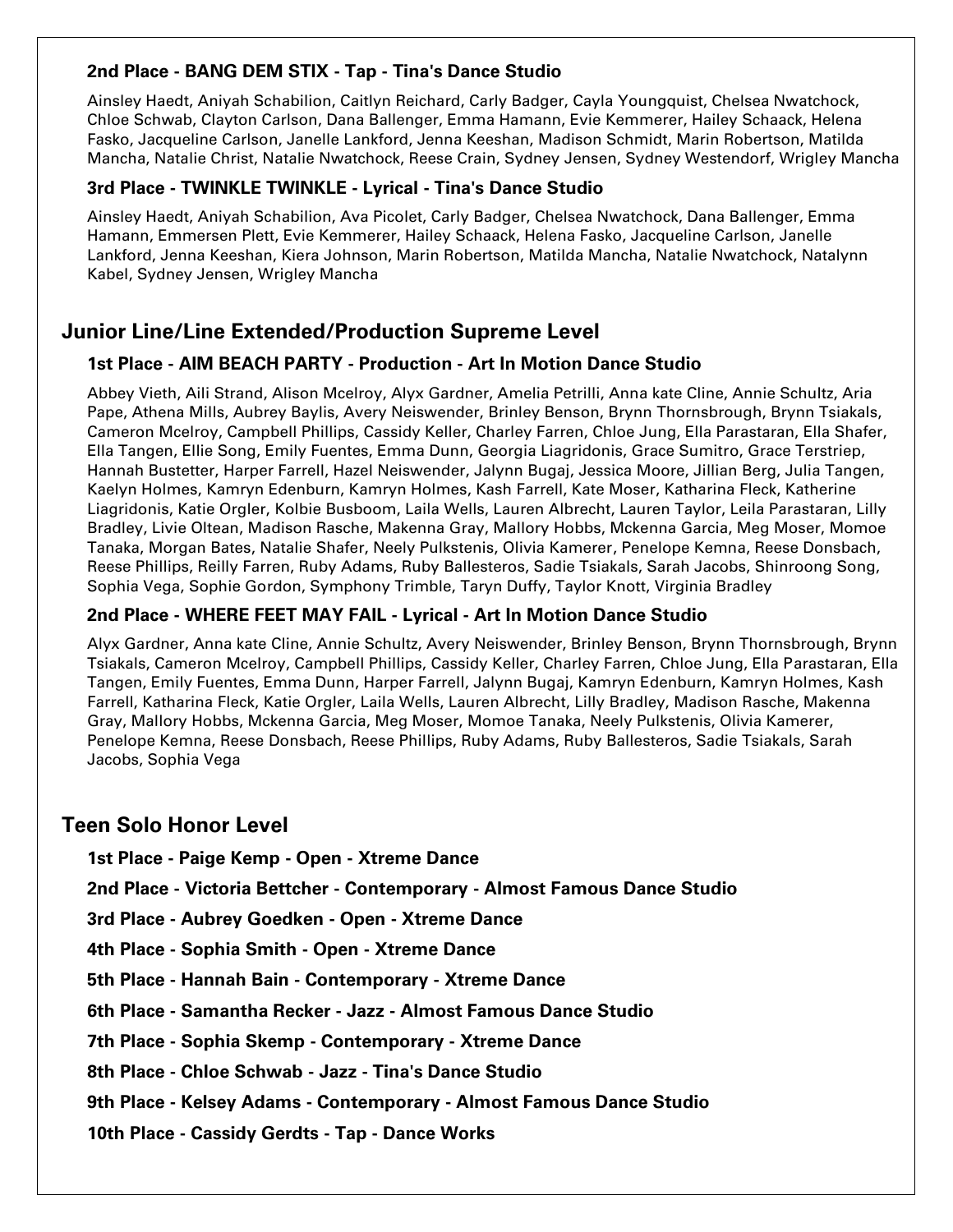### 2nd Place - BANG DEM STIX - Tap - Tina's Dance Studio

Ainsley Haedt, Aniyah Schabilion, Caitlyn Reichard, Carly Badger, Cayla Youngquist, Chelsea Nwatchock, Chloe Schwab, Clayton Carlson, Dana Ballenger, Emma Hamann, Evie Kemmerer, Hailey Schaack, Helena Fasko, Jacqueline Carlson, Janelle Lankford, Jenna Keeshan, Madison Schmidt, Marin Robertson, Matilda Mancha, Natalie Christ, Natalie Nwatchock, Reese Crain, Sydney Jensen, Sydney Westendorf, Wrigley Mancha

### 3rd Place - TWINKLE TWINKLE - Lyrical - Tina's Dance Studio

Ainsley Haedt, Aniyah Schabilion, Ava Picolet, Carly Badger, Chelsea Nwatchock, Dana Ballenger, Emma Hamann, Emmersen Plett, Evie Kemmerer, Hailey Schaack, Helena Fasko, Jacqueline Carlson, Janelle Lankford, Jenna Keeshan, Kiera Johnson, Marin Robertson, Matilda Mancha, Natalie Nwatchock, Natalynn Kabel, Sydney Jensen, Wrigley Mancha

## Junior Line/Line Extended/Production Supreme Level

### 1st Place - AIM BEACH PARTY - Production - Art In Motion Dance Studio

Abbey Vieth, Aili Strand, Alison Mcelroy, Alyx Gardner, Amelia Petrilli, Anna kate Cline, Annie Schultz, Aria Pape, Athena Mills, Aubrey Baylis, Avery Neiswender, Brinley Benson, Brynn Thornsbrough, Brynn Tsiakals, Cameron Mcelroy, Campbell Phillips, Cassidy Keller, Charley Farren, Chloe Jung, Ella Parastaran, Ella Shafer, Ella Tangen, Ellie Song, Emily Fuentes, Emma Dunn, Georgia Liagridonis, Grace Sumitro, Grace Terstriep, Hannah Bustetter, Harper Farrell, Hazel Neiswender, Jalynn Bugaj, Jessica Moore, Jillian Berg, Julia Tangen, Kaelyn Holmes, Kamryn Edenburn, Kamryn Holmes, Kash Farrell, Kate Moser, Katharina Fleck, Katherine Liagridonis, Katie Orgler, Kolbie Busboom, Laila Wells, Lauren Albrecht, Lauren Taylor, Leila Parastaran, Lilly Bradley, Livie Oltean, Madison Rasche, Makenna Gray, Mallory Hobbs, Mckenna Garcia, Meg Moser, Momoe Tanaka, Morgan Bates, Natalie Shafer, Neely Pulkstenis, Olivia Kamerer, Penelope Kemna, Reese Donsbach, Reese Phillips, Reilly Farren, Ruby Adams, Ruby Ballesteros, Sadie Tsiakals, Sarah Jacobs, Shinroong Song, Sophia Vega, Sophie Gordon, Symphony Trimble, Taryn Duffy, Taylor Knott, Virginia Bradley

### 2nd Place - WHERE FEET MAY FAIL - Lyrical - Art In Motion Dance Studio

Alyx Gardner, Anna kate Cline, Annie Schultz, Avery Neiswender, Brinley Benson, Brynn Thornsbrough, Brynn Tsiakals, Cameron Mcelroy, Campbell Phillips, Cassidy Keller, Charley Farren, Chloe Jung, Ella Parastaran, Ella Tangen, Emily Fuentes, Emma Dunn, Harper Farrell, Jalynn Bugaj, Kamryn Edenburn, Kamryn Holmes, Kash Farrell, Katharina Fleck, Katie Orgler, Laila Wells, Lauren Albrecht, Lilly Bradley, Madison Rasche, Makenna Gray, Mallory Hobbs, Mckenna Garcia, Meg Moser, Momoe Tanaka, Neely Pulkstenis, Olivia Kamerer, Penelope Kemna, Reese Donsbach, Reese Phillips, Ruby Adams, Ruby Ballesteros, Sadie Tsiakals, Sarah Jacobs, Sophia Vega

## Teen Solo Honor Level

**1st Place - Paige Kemp - Open - Xtreme Dance**

**2nd Place - Victoria Bettcher - Contemporary - Almost Famous Dance Studio**

**3rd Place - Aubrey Goedken - Open - Xtreme Dance**

**4th Place - Sophia Smith - Open - Xtreme Dance**

**5th Place - Hannah Bain - Contemporary - Xtreme Dance**

**6th Place - Samantha Recker - Jazz - Almost Famous Dance Studio**

**7th Place - Sophia Skemp - Contemporary - Xtreme Dance**

**8th Place - Chloe Schwab - Jazz - Tina's Dance Studio**

**9th Place - Kelsey Adams - Contemporary - Almost Famous Dance Studio**

**10th Place - Cassidy Gerdts - Tap - Dance Works**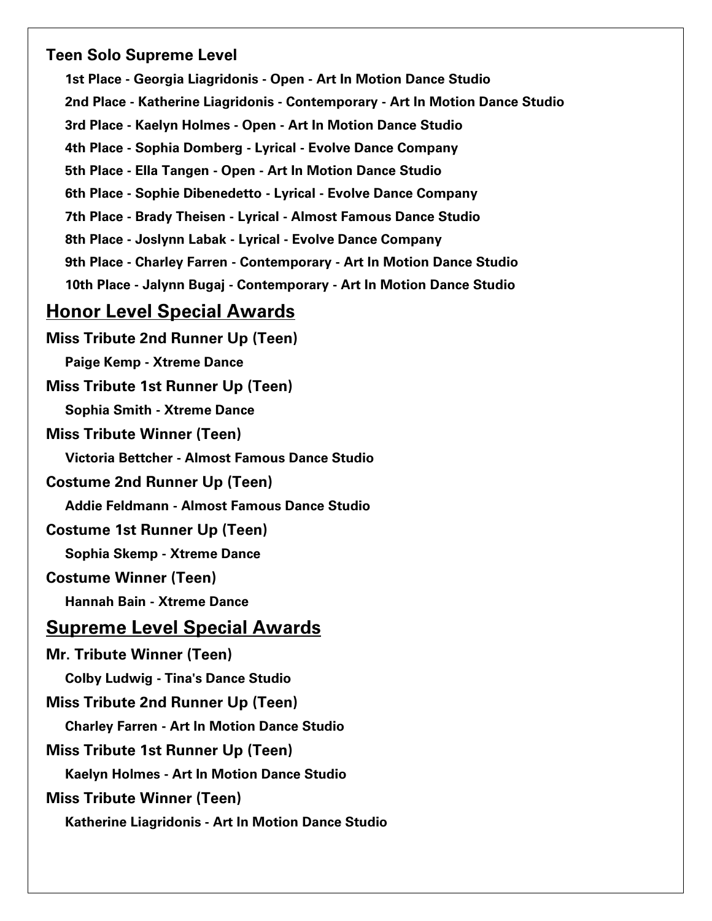### Teen Solo Supreme Level

- 1st Place - Georgia Liagridonis - Open - Art In Motion Dance Studio
- 2nd Place - Katherine Liagridonis - Contemporary - Art In Motion Dance Studio
- 3rd Place - Kaelyn Holmes - Open - Art In Motion Dance Studio
- 4th Place - Sophia Domberg - Lyrical - Evolve Dance Company
- 5th Place - Ella Tangen - Open - Art In Motion Dance Studio
- 6th Place - Sophie Dibenedetto - Lyrical - Evolve Dance Company
- 7th Place - Brady Theisen - Lyrical - Almost Famous Dance Studio
- 8th Place - Joslynn Labak - Lyrical - Evolve Dance Company
- 9th Place - Charley Farren - Contemporary - Art In Motion Dance Studio
- 10th Place - Jalynn Bugaj - Contemporary - Art In Motion Dance Studio

## Honor Level Special Awards

### Miss Tribute 2nd Runner Up (Teen)

Paige Kemp - Xtreme Dance

### Miss Tribute 1st Runner Up (Teen)

Sophia Smith - Xtreme Dance

### Miss Tribute Winner (Teen)

Victoria Bettcher - Almost Famous Dance Studio

### Costume 2nd Runner Up (Teen)

Addie Feldmann - Almost Famous Dance Studio

### Costume 1st Runner Up (Teen)

Sophia Skemp - Xtreme Dance

### Costume Winner (Teen)

Hannah Bain - Xtreme Dance

## Supreme Level Special Awards

### Mr. Tribute Winner (Teen)

Colby Ludwig - Tina's Dance Studio

### Miss Tribute 2nd Runner Up (Teen)

Charley Farren - Art In Motion Dance Studio

### Miss Tribute 1st Runner Up (Teen)

Kaelyn Holmes - Art In Motion Dance Studio

### Miss Tribute Winner (Teen)

Katherine Liagridonis - Art In Motion Dance Studio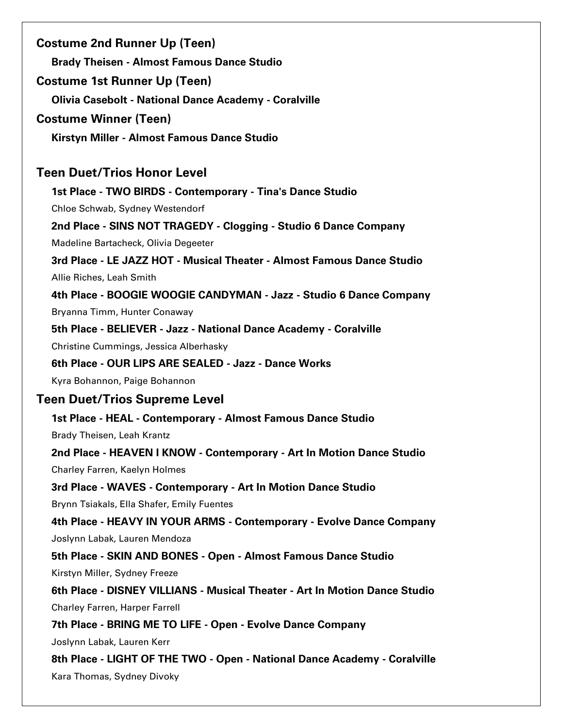## Costume 2nd Runner Up (Teen)

**Brady Theisen - Almost Famous Dance Studio**

## Costume 1st Runner Up (Teen)

**Olivia Casebolt - National Dance Academy - Coralville**

## Costume Winner (Teen)

**Kirstyn Miller - Almost Famous Dance Studio**

## Teen Duet/Trios Honor Level

**1st Place - TWO BIRDS - Contemporary - Tina's Dance Studio**

Chloe Schwab, Sydney Westendorf

**2nd Place - SINS NOT TRAGEDY - Clogging - Studio 6 Dance Company**

Madeline Bartacheck, Olivia Degeeter

**3rd Place - LE JAZZ HOT - Musical Theater - Almost Famous Dance Studio**

Allie Riches, Leah Smith

**4th Place - BOOGIE WOOGIE CANDYMAN - Jazz - Studio 6 Dance Company**

Bryanna Timm, Hunter Conaway

**5th Place - BELIEVER - Jazz - National Dance Academy - Coralville**

Christine Cummings, Jessica Alberhasky

**6th Place - OUR LIPS ARE SEALED - Jazz - Dance Works**

Kyra Bohannon, Paige Bohannon

## Teen Duet/Trios Supreme Level

**1st Place - HEAL - Contemporary - Almost Famous Dance Studio**

Brady Theisen, Leah Krantz

**2nd Place - HEAVEN I KNOW - Contemporary - Art In Motion Dance Studio**

Charley Farren, Kaelyn Holmes

**3rd Place - WAVES - Contemporary - Art In Motion Dance Studio**

Brynn Tsiakals, Ella Shafer, Emily Fuentes

**4th Place - HEAVY IN YOUR ARMS - Contemporary - Evolve Dance Company**

Joslynn Labak, Lauren Mendoza

**5th Place - SKIN AND BONES - Open - Almost Famous Dance Studio**

Kirstyn Miller, Sydney Freeze

**6th Place - DISNEY VILLIANS - Musical Theater - Art In Motion Dance Studio**

Charley Farren, Harper Farrell

**7th Place - BRING ME TO LIFE - Open - Evolve Dance Company**

Joslynn Labak, Lauren Kerr

**8th Place - LIGHT OF THE TWO - Open - National Dance Academy - Coralville**

Kara Thomas, Sydney Divoky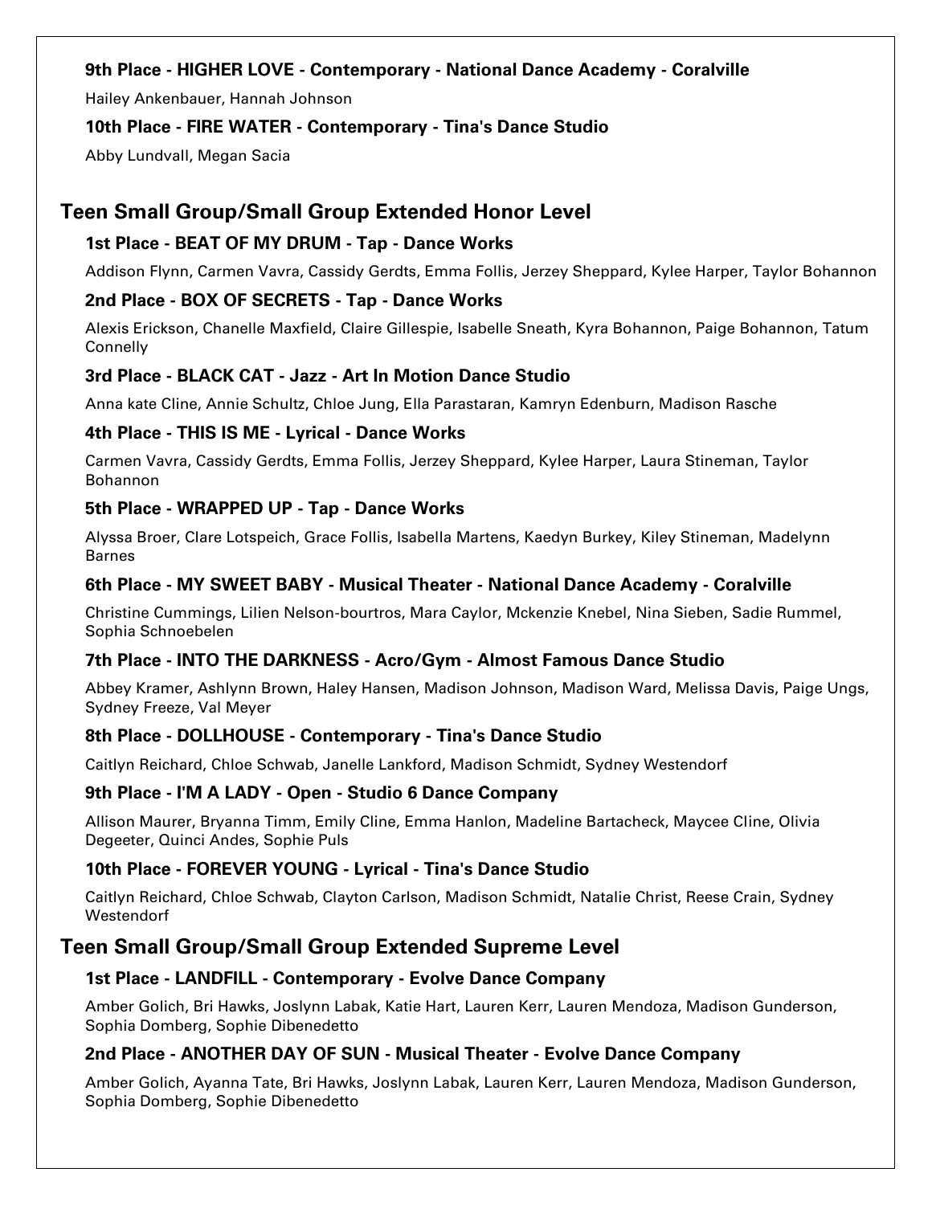### 9th Place - HIGHER LOVE - Contemporary - National Dance Academy - Coralville

Hailey Ankenbauer, Hannah Johnson

### 10th Place - FIRE WATER - Contemporary - Tina's Dance Studio

Abby Lundvall, Megan Sacia

## Teen Small Group/Small Group Extended Honor Level

### 1st Place - BEAT OF MY DRUM - Tap - Dance Works

Addison Flynn, Carmen Vavra, Cassidy Gerdts, Emma Follis, Jerzey Sheppard, Kylee Harper, Taylor Bohannon

### 2nd Place - BOX OF SECRETS - Tap - Dance Works

Alexis Erickson, Chanelle Maxfield, Claire Gillespie, Isabelle Sneath, Kyra Bohannon, Paige Bohannon, Tatum Connelly

### 3rd Place - BLACK CAT - Jazz - Art In Motion Dance Studio

Anna kate Cline, Annie Schultz, Chloe Jung, Ella Parastaran, Kamryn Edenburn, Madison Rasche

### 4th Place - THIS IS ME - Lyrical - Dance Works

Carmen Vavra, Cassidy Gerdts, Emma Follis, Jerzey Sheppard, Kylee Harper, Laura Stineman, Taylor Bohannon

### 5th Place - WRAPPED UP - Tap - Dance Works

Alyssa Broer, Clare Lotspeich, Grace Follis, Isabella Martens, Kaedyn Burkey, Kiley Stineman, Madelynn Barnes

### 6th Place - MY SWEET BABY - Musical Theater - National Dance Academy - Coralville

Christine Cummings, Lilien Nelson-bourtros, Mara Caylor, Mckenzie Knebel, Nina Sieben, Sadie Rummel, Sophia Schnoebelen

### 7th Place - INTO THE DARKNESS - Acro/Gym - Almost Famous Dance Studio

Abbey Kramer, Ashlynn Brown, Haley Hansen, Madison Johnson, Madison Ward, Melissa Davis, Paige Ungs, Sydney Freeze, Val Meyer

### 8th Place - DOLLHOUSE - Contemporary - Tina's Dance Studio

Caitlyn Reichard, Chloe Schwab, Janelle Lankford, Madison Schmidt, Sydney Westendorf

### 9th Place - I'M A LADY - Open - Studio 6 Dance Company

Allison Maurer, Bryanna Timm, Emily Cline, Emma Hanlon, Madeline Bartacheck, Maycee Cline, Olivia Degeeter, Quinci Andes, Sophie Puls

### 10th Place - FOREVER YOUNG - Lyrical - Tina's Dance Studio

Caitlyn Reichard, Chloe Schwab, Clayton Carlson, Madison Schmidt, Natalie Christ, Reese Crain, Sydney Westendorf

## Teen Small Group/Small Group Extended Supreme Level

### 1st Place - LANDFILL - Contemporary - Evolve Dance Company

Amber Golich, Bri Hawks, Joslynn Labak, Katie Hart, Lauren Kerr, Lauren Mendoza, Madison Gunderson, Sophia Domberg, Sophie Dibenedetto

### 2nd Place - ANOTHER DAY OF SUN - Musical Theater - Evolve Dance Company

Amber Golich, Ayanna Tate, Bri Hawks, Joslynn Labak, Lauren Kerr, Lauren Mendoza, Madison Gunderson, Sophia Domberg, Sophie Dibenedetto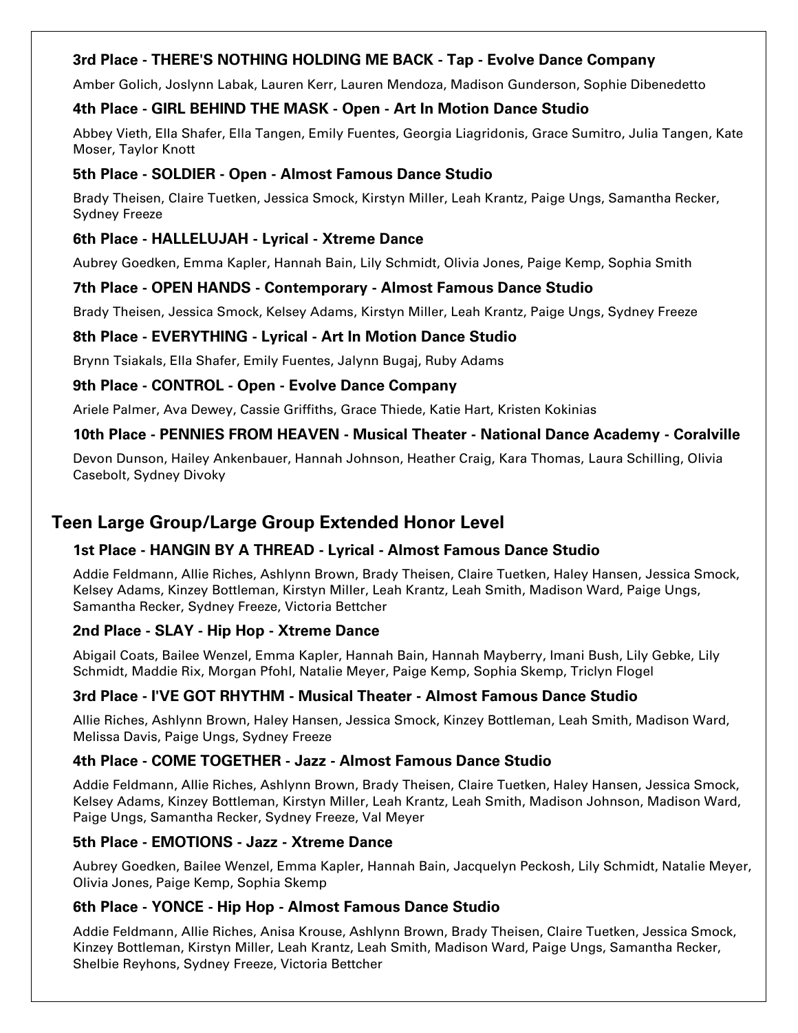### 3rd Place - THERE'S NOTHING HOLDING ME BACK - Tap - Evolve Dance Company

Amber Golich, Joslynn Labak, Lauren Kerr, Lauren Mendoza, Madison Gunderson, Sophie Dibenedetto

### 4th Place - GIRL BEHIND THE MASK - Open - Art In Motion Dance Studio

Abbey Vieth, Ella Shafer, Ella Tangen, Emily Fuentes, Georgia Liagridonis, Grace Sumitro, Julia Tangen, Kate Moser, Taylor Knott

### 5th Place - SOLDIER - Open - Almost Famous Dance Studio

Brady Theisen, Claire Tuetken, Jessica Smock, Kirstyn Miller, Leah Krantz, Paige Ungs, Samantha Recker, Sydney Freeze

### 6th Place - HALLELUJAH - Lyrical - Xtreme Dance

Aubrey Goedken, Emma Kapler, Hannah Bain, Lily Schmidt, Olivia Jones, Paige Kemp, Sophia Smith

### 7th Place - OPEN HANDS - Contemporary - Almost Famous Dance Studio

Brady Theisen, Jessica Smock, Kelsey Adams, Kirstyn Miller, Leah Krantz, Paige Ungs, Sydney Freeze

### 8th Place - EVERYTHING - Lyrical - Art In Motion Dance Studio

Brynn Tsiakals, Ella Shafer, Emily Fuentes, Jalynn Bugaj, Ruby Adams

### 9th Place - CONTROL - Open - Evolve Dance Company

Ariele Palmer, Ava Dewey, Cassie Griffiths, Grace Thiede, Katie Hart, Kristen Kokinias

### 10th Place - PENNIES FROM HEAVEN - Musical Theater - National Dance Academy - Coralville

Devon Dunson, Hailey Ankenbauer, Hannah Johnson, Heather Craig, Kara Thomas, Laura Schilling, Olivia Casebolt, Sydney Divoky

## Teen Large Group/Large Group Extended Honor Level

### 1st Place - HANGIN BY A THREAD - Lyrical - Almost Famous Dance Studio

Addie Feldmann, Allie Riches, Ashlynn Brown, Brady Theisen, Claire Tuetken, Haley Hansen, Jessica Smock, Kelsey Adams, Kinzey Bottleman, Kirstyn Miller, Leah Krantz, Leah Smith, Madison Ward, Paige Ungs, Samantha Recker, Sydney Freeze, Victoria Bettcher

### 2nd Place - SLAY - Hip Hop - Xtreme Dance

Abigail Coats, Bailee Wenzel, Emma Kapler, Hannah Bain, Hannah Mayberry, Imani Bush, Lily Gebke, Lily Schmidt, Maddie Rix, Morgan Pfohl, Natalie Meyer, Paige Kemp, Sophia Skemp, Triclyn Flogel

### 3rd Place - I'VE GOT RHYTHM - Musical Theater - Almost Famous Dance Studio

Allie Riches, Ashlynn Brown, Haley Hansen, Jessica Smock, Kinzey Bottleman, Leah Smith, Madison Ward, Melissa Davis, Paige Ungs, Sydney Freeze

### 4th Place - COME TOGETHER - Jazz - Almost Famous Dance Studio

Addie Feldmann, Allie Riches, Ashlynn Brown, Brady Theisen, Claire Tuetken, Haley Hansen, Jessica Smock, Kelsey Adams, Kinzey Bottleman, Kirstyn Miller, Leah Krantz, Leah Smith, Madison Johnson, Madison Ward, Paige Ungs, Samantha Recker, Sydney Freeze, Val Meyer

### 5th Place - EMOTIONS - Jazz - Xtreme Dance

Aubrey Goedken, Bailee Wenzel, Emma Kapler, Hannah Bain, Jacquelyn Peckosh, Lily Schmidt, Natalie Meyer, Olivia Jones, Paige Kemp, Sophia Skemp

### 6th Place - YONCE - Hip Hop - Almost Famous Dance Studio

Addie Feldmann, Allie Riches, Anisa Krouse, Ashlynn Brown, Brady Theisen, Claire Tuetken, Jessica Smock, Kinzey Bottleman, Kirstyn Miller, Leah Krantz, Leah Smith, Madison Ward, Paige Ungs, Samantha Recker, Shelbie Reyhons, Sydney Freeze, Victoria Bettcher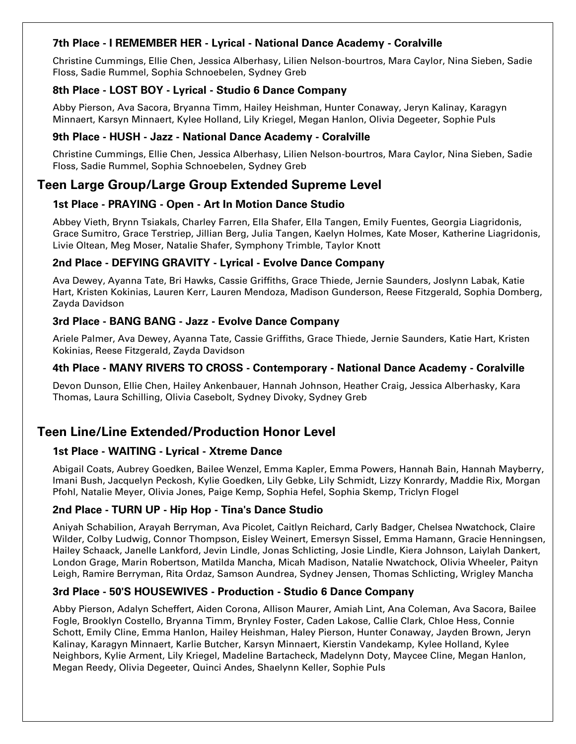### 7th Place - I REMEMBER HER - Lyrical - National Dance Academy - Coralville

Christine Cummings, Ellie Chen, Jessica Alberhasy, Lilien Nelson-bourtros, Mara Caylor, Nina Sieben, Sadie Floss, Sadie Rummel, Sophia Schnoebelen, Sydney Greb

### 8th Place - LOST BOY - Lyrical - Studio 6 Dance Company

Abby Pierson, Ava Sacora, Bryanna Timm, Hailey Heishman, Hunter Conaway, Jeryn Kalinay, Karagyn Minnaert, Karsyn Minnaert, Kylee Holland, Lily Kriegel, Megan Hanlon, Olivia Degeeter, Sophie Puls

### 9th Place - HUSH - Jazz - National Dance Academy - Coralville

Christine Cummings, Ellie Chen, Jessica Alberhasy, Lilien Nelson-bourtros, Mara Caylor, Nina Sieben, Sadie Floss, Sadie Rummel, Sophia Schnoebelen, Sydney Greb

## Teen Large Group/Large Group Extended Supreme Level

### 1st Place - PRAYING - Open - Art In Motion Dance Studio

Abbey Vieth, Brynn Tsiakals, Charley Farren, Ella Shafer, Ella Tangen, Emily Fuentes, Georgia Liagridonis, Grace Sumitro, Grace Terstriep, Jillian Berg, Julia Tangen, Kaelyn Holmes, Kate Moser, Katherine Liagridonis, Livie Oltean, Meg Moser, Natalie Shafer, Symphony Trimble, Taylor Knott

### 2nd Place - DEFYING GRAVITY - Lyrical - Evolve Dance Company

Ava Dewey, Ayanna Tate, Bri Hawks, Cassie Griffiths, Grace Thiede, Jernie Saunders, Joslynn Labak, Katie Hart, Kristen Kokinias, Lauren Kerr, Lauren Mendoza, Madison Gunderson, Reese Fitzgerald, Sophia Domberg, Zayda Davidson

### 3rd Place - BANG BANG - Jazz - Evolve Dance Company

Ariele Palmer, Ava Dewey, Ayanna Tate, Cassie Griffiths, Grace Thiede, Jernie Saunders, Katie Hart, Kristen Kokinias, Reese Fitzgerald, Zayda Davidson

### 4th Place - MANY RIVERS TO CROSS - Contemporary - National Dance Academy - Coralville

Devon Dunson, Ellie Chen, Hailey Ankenbauer, Hannah Johnson, Heather Craig, Jessica Alberhasky, Kara Thomas, Laura Schilling, Olivia Casebolt, Sydney Divoky, Sydney Greb

## Teen Line/Line Extended/Production Honor Level

### 1st Place - WAITING - Lyrical - Xtreme Dance

Abigail Coats, Aubrey Goedken, Bailee Wenzel, Emma Kapler, Emma Powers, Hannah Bain, Hannah Mayberry, Imani Bush, Jacquelyn Peckosh, Kylie Goedken, Lily Gebke, Lily Schmidt, Lizzy Konrardy, Maddie Rix, Morgan Pfohl, Natalie Meyer, Olivia Jones, Paige Kemp, Sophia Hefel, Sophia Skemp, Triclyn Flogel

### 2nd Place - TURN UP - Hip Hop - Tina's Dance Studio

Aniyah Schabilion, Arayah Berryman, Ava Picolet, Caitlyn Reichard, Carly Badger, Chelsea Nwatchock, Claire Wilder, Colby Ludwig, Connor Thompson, Eisley Weinert, Emersyn Sissel, Emma Hamann, Gracie Henningsen, Hailey Schaack, Janelle Lankford, Jevin Lindle, Jonas Schlicting, Josie Lindle, Kiera Johnson, Laiylah Dankert, London Grage, Marin Robertson, Matilda Mancha, Micah Madison, Natalie Nwatchock, Olivia Wheeler, Paityn Leigh, Ramire Berryman, Rita Ordaz, Samson Aundrea, Sydney Jensen, Thomas Schlicting, Wrigley Mancha

### 3rd Place - 50'S HOUSEWIVES - Production - Studio 6 Dance Company

Abby Pierson, Adalyn Scheffert, Aiden Corona, Allison Maurer, Amiah Lint, Ana Coleman, Ava Sacora, Bailee Fogle, Brooklyn Costello, Bryanna Timm, Brynley Foster, Caden Lakose, Callie Clark, Chloe Hess, Connie Schott, Emily Cline, Emma Hanlon, Hailey Heishman, Haley Pierson, Hunter Conaway, Jayden Brown, Jeryn Kalinay, Karagyn Minnaert, Karlie Butcher, Karsyn Minnaert, Kierstin Vandekamp, Kylee Holland, Kylee Neighbors, Kylie Arment, Lily Kriegel, Madeline Bartacheck, Madelynn Doty, Maycee Cline, Megan Hanlon, Megan Reedy, Olivia Degeeter, Quinci Andes, Shaelynn Keller, Sophie Puls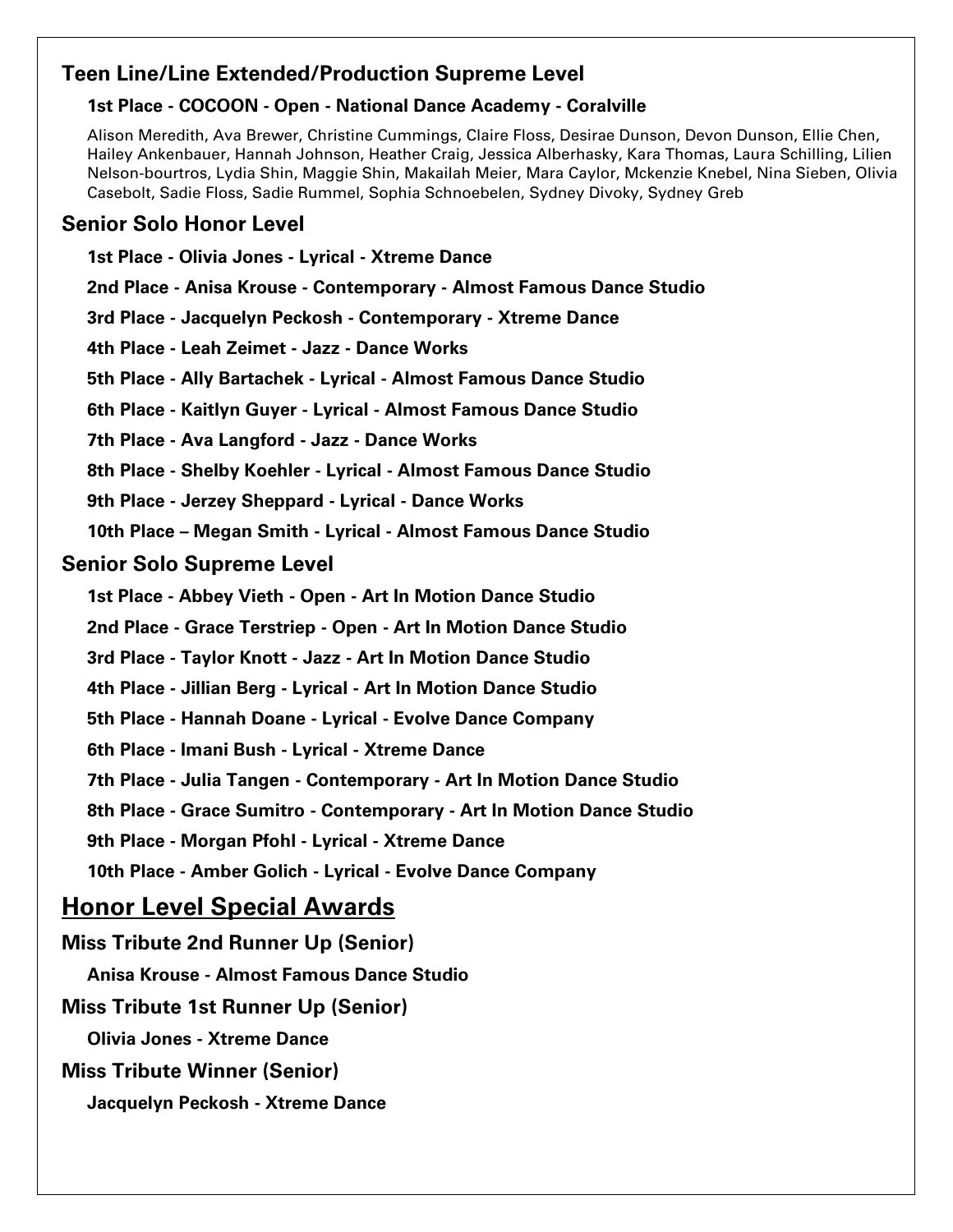### Teen Line/Line Extended/Production Supreme Level

**1st Place - COCOON - Open - National Dance Academy - Coralville**

Alison Meredith, Ava Brewer, Christine Cummings, Claire Floss, Desirae Dunson, Devon Dunson, Ellie Chen, Hailey Ankenbauer, Hannah Johnson, Heather Craig, Jessica Alberhasky, Kara Thomas, Laura Schilling, Lilien Nelson-bourtros, Lydia Shin, Maggie Shin, Makailah Meier, Mara Caylor, Mckenzie Knebel, Nina Sieben, Olivia Casebolt, Sadie Floss, Sadie Rummel, Sophia Schnoebelen, Sydney Divoky, Sydney Greb

### Senior Solo Honor Level

**1st Place - Olivia Jones - Lyrical - Xtreme Dance**

**2nd Place - Anisa Krouse - Contemporary - Almost Famous Dance Studio**

**3rd Place - Jacquelyn Peckosh - Contemporary - Xtreme Dance**

**4th Place - Leah Zeimet - Jazz - Dance Works**

**5th Place - Ally Bartachek - Lyrical - Almost Famous Dance Studio**

**6th Place - Kaitlyn Guyer - Lyrical - Almost Famous Dance Studio**

**7th Place - Ava Langford - Jazz - Dance Works**

**8th Place - Shelby Koehler - Lyrical - Almost Famous Dance Studio**

**9th Place - Jerzey Sheppard - Lyrical - Dance Works**

**10th Place – Megan Smith - Lyrical - Almost Famous Dance Studio**

### Senior Solo Supreme Level

**1st Place - Abbey Vieth - Open - Art In Motion Dance Studio**

**2nd Place - Grace Terstriep - Open - Art In Motion Dance Studio**

**3rd Place - Taylor Knott - Jazz - Art In Motion Dance Studio**

**4th Place - Jillian Berg - Lyrical - Art In Motion Dance Studio**

**5th Place - Hannah Doane - Lyrical - Evolve Dance Company**

**6th Place - Imani Bush - Lyrical - Xtreme Dance**

**7th Place - Julia Tangen - Contemporary - Art In Motion Dance Studio**

**8th Place - Grace Sumitro - Contemporary - Art In Motion Dance Studio**

**9th Place - Morgan Pfohl - Lyrical - Xtreme Dance**

**10th Place - Amber Golich - Lyrical - Evolve Dance Company**

## Honor Level Special Awards

### Miss Tribute 2nd Runner Up (Senior)

**Anisa Krouse - Almost Famous Dance Studio**

### Miss Tribute 1st Runner Up (Senior)

**Olivia Jones - Xtreme Dance**

### Miss Tribute Winner (Senior)

**Jacquelyn Peckosh - Xtreme Dance**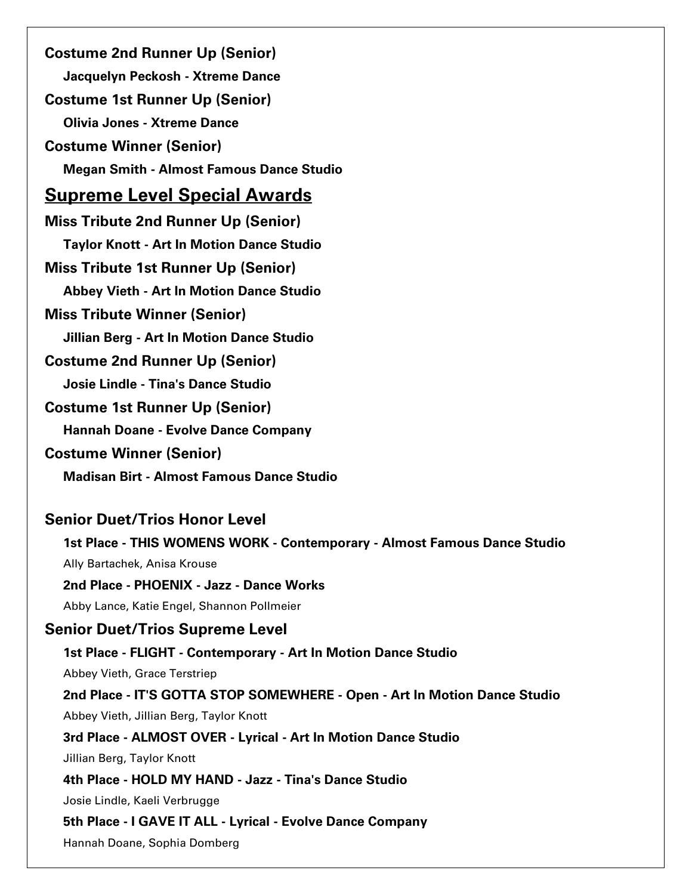**Costume 2nd Runner Up (Senior)**

**Jacquelyn Peckosh - Xtreme Dance**

**Costume 1st Runner Up (Senior)**

**Olivia Jones - Xtreme Dance**

**Costume Winner (Senior)**

**Megan Smith - Almost Famous Dance Studio**

## Supreme Level Special Awards

**Miss Tribute 2nd Runner Up (Senior)**

**Taylor Knott - Art In Motion Dance Studio**

**Miss Tribute 1st Runner Up (Senior)**

**Abbey Vieth - Art In Motion Dance Studio**

**Miss Tribute Winner (Senior)**

**Jillian Berg - Art In Motion Dance Studio**

**Costume 2nd Runner Up (Senior)**

**Josie Lindle - Tina's Dance Studio**

**Costume 1st Runner Up (Senior)**

**Hannah Doane - Evolve Dance Company**

**Costume Winner (Senior)**

**Madisan Birt - Almost Famous Dance Studio**

### Senior Duet/Trios Honor Level

**1st Place - THIS WOMENS WORK - Contemporary - Almost Famous Dance Studio**

Ally Bartachek, Anisa Krouse

**2nd Place - PHOENIX - Jazz - Dance Works**

Abby Lance, Katie Engel, Shannon Pollmeier

### Senior Duet/Trios Supreme Level

**1st Place - FLIGHT - Contemporary - Art In Motion Dance Studio**

Abbey Vieth, Grace Terstriep

**2nd Place - IT'S GOTTA STOP SOMEWHERE - Open - Art In Motion Dance Studio**

Abbey Vieth, Jillian Berg, Taylor Knott

**3rd Place - ALMOST OVER - Lyrical - Art In Motion Dance Studio**

Jillian Berg, Taylor Knott

**4th Place - HOLD MY HAND - Jazz - Tina's Dance Studio**

Josie Lindle, Kaeli Verbrugge

**5th Place - I GAVE IT ALL - Lyrical - Evolve Dance Company**

Hannah Doane, Sophia Domberg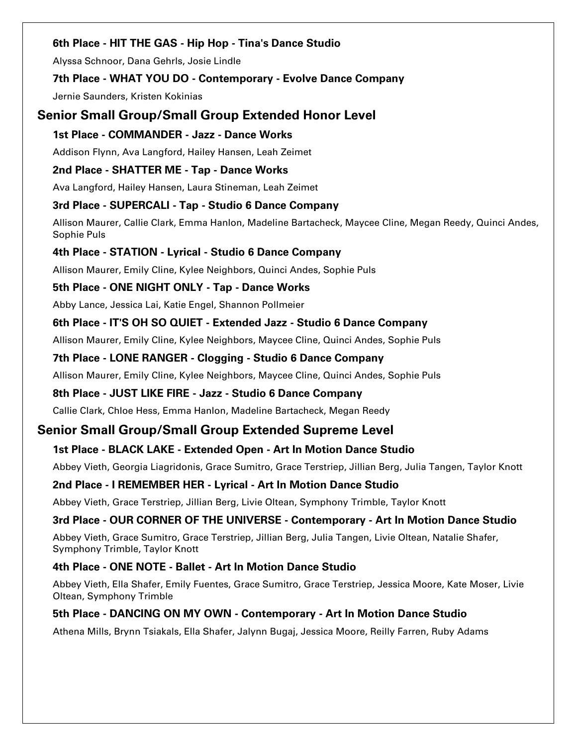### 6th Place - HIT THE GAS - Hip Hop - Tina's Dance Studio

Alyssa Schnoor, Dana Gehrls, Josie Lindle

### 7th Place - WHAT YOU DO - Contemporary - Evolve Dance Company

Jernie Saunders, Kristen Kokinias

## Senior Small Group/Small Group Extended Honor Level

### 1st Place - COMMANDER - Jazz - Dance Works

Addison Flynn, Ava Langford, Hailey Hansen, Leah Zeimet

### 2nd Place - SHATTER ME - Tap - Dance Works

Ava Langford, Hailey Hansen, Laura Stineman, Leah Zeimet

### 3rd Place - SUPERCALI - Tap - Studio 6 Dance Company

Allison Maurer, Callie Clark, Emma Hanlon, Madeline Bartacheck, Maycee Cline, Megan Reedy, Quinci Andes, Sophie Puls

### 4th Place - STATION - Lyrical - Studio 6 Dance Company

Allison Maurer, Emily Cline, Kylee Neighbors, Quinci Andes, Sophie Puls

### 5th Place - ONE NIGHT ONLY - Tap - Dance Works

Abby Lance, Jessica Lai, Katie Engel, Shannon Pollmeier

### 6th Place - IT'S OH SO QUIET - Extended Jazz - Studio 6 Dance Company

Allison Maurer, Emily Cline, Kylee Neighbors, Maycee Cline, Quinci Andes, Sophie Puls

### 7th Place - LONE RANGER - Clogging - Studio 6 Dance Company

Allison Maurer, Emily Cline, Kylee Neighbors, Maycee Cline, Quinci Andes, Sophie Puls

### 8th Place - JUST LIKE FIRE - Jazz - Studio 6 Dance Company

Callie Clark, Chloe Hess, Emma Hanlon, Madeline Bartacheck, Megan Reedy

## Senior Small Group/Small Group Extended Supreme Level

### 1st Place - BLACK LAKE - Extended Open - Art In Motion Dance Studio

Abbey Vieth, Georgia Liagridonis, Grace Sumitro, Grace Terstriep, Jillian Berg, Julia Tangen, Taylor Knott

### 2nd Place - I REMEMBER HER - Lyrical - Art In Motion Dance Studio

Abbey Vieth, Grace Terstriep, Jillian Berg, Livie Oltean, Symphony Trimble, Taylor Knott

### 3rd Place - OUR CORNER OF THE UNIVERSE - Contemporary - Art In Motion Dance Studio

Abbey Vieth, Grace Sumitro, Grace Terstriep, Jillian Berg, Julia Tangen, Livie Oltean, Natalie Shafer, Symphony Trimble, Taylor Knott

### 4th Place - ONE NOTE - Ballet - Art In Motion Dance Studio

Abbey Vieth, Ella Shafer, Emily Fuentes, Grace Sumitro, Grace Terstriep, Jessica Moore, Kate Moser, Livie Oltean, Symphony Trimble

### 5th Place - DANCING ON MY OWN - Contemporary - Art In Motion Dance Studio

Athena Mills, Brynn Tsiakals, Ella Shafer, Jalynn Bugaj, Jessica Moore, Reilly Farren, Ruby Adams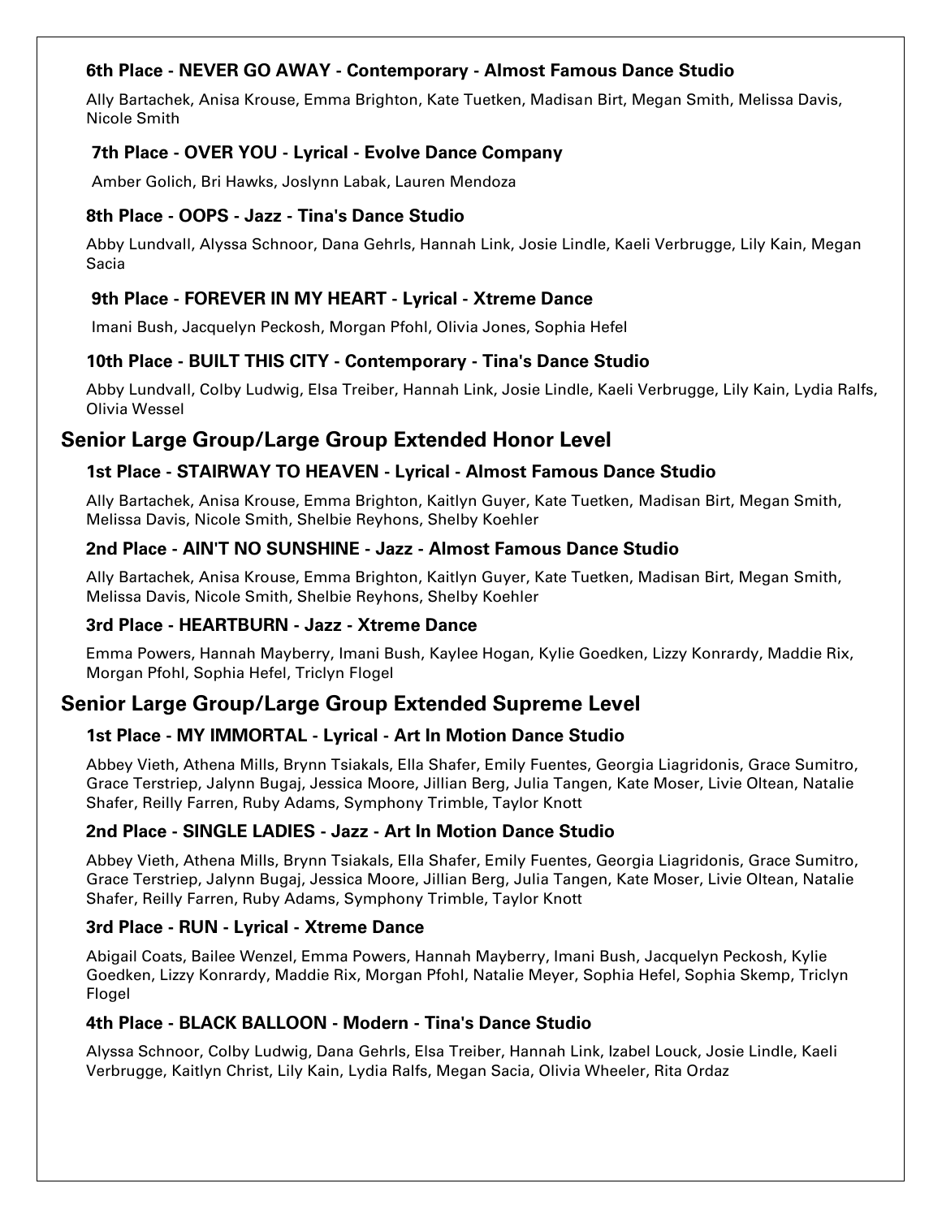### 6th Place - NEVER GO AWAY - Contemporary - Almost Famous Dance Studio

Ally Bartachek, Anisa Krouse, Emma Brighton, Kate Tuetken, Madisan Birt, Megan Smith, Melissa Davis, Nicole Smith

### 7th Place - OVER YOU - Lyrical - Evolve Dance Company

Amber Golich, Bri Hawks, Joslynn Labak, Lauren Mendoza

### 8th Place - OOPS - Jazz - Tina's Dance Studio

Abby Lundvall, Alyssa Schnoor, Dana Gehrls, Hannah Link, Josie Lindle, Kaeli Verbrugge, Lily Kain, Megan Sacia

### 9th Place - FOREVER IN MY HEART - Lyrical - Xtreme Dance

Imani Bush, Jacquelyn Peckosh, Morgan Pfohl, Olivia Jones, Sophia Hefel

### 10th Place - BUILT THIS CITY - Contemporary - Tina's Dance Studio

Abby Lundvall, Colby Ludwig, Elsa Treiber, Hannah Link, Josie Lindle, Kaeli Verbrugge, Lily Kain, Lydia Ralfs, Olivia Wessel

## Senior Large Group/Large Group Extended Honor Level

### 1st Place - STAIRWAY TO HEAVEN - Lyrical - Almost Famous Dance Studio

Ally Bartachek, Anisa Krouse, Emma Brighton, Kaitlyn Guyer, Kate Tuetken, Madisan Birt, Megan Smith, Melissa Davis, Nicole Smith, Shelbie Reyhons, Shelby Koehler

### 2nd Place - AIN'T NO SUNSHINE - Jazz - Almost Famous Dance Studio

Ally Bartachek, Anisa Krouse, Emma Brighton, Kaitlyn Guyer, Kate Tuetken, Madisan Birt, Megan Smith, Melissa Davis, Nicole Smith, Shelbie Reyhons, Shelby Koehler

### 3rd Place - HEARTBURN - Jazz - Xtreme Dance

Emma Powers, Hannah Mayberry, Imani Bush, Kaylee Hogan, Kylie Goedken, Lizzy Konrardy, Maddie Rix, Morgan Pfohl, Sophia Hefel, Triclyn Flogel

## Senior Large Group/Large Group Extended Supreme Level

### 1st Place - MY IMMORTAL - Lyrical - Art In Motion Dance Studio

Abbey Vieth, Athena Mills, Brynn Tsiakals, Ella Shafer, Emily Fuentes, Georgia Liagridonis, Grace Sumitro, Grace Terstriep, Jalynn Bugaj, Jessica Moore, Jillian Berg, Julia Tangen, Kate Moser, Livie Oltean, Natalie Shafer, Reilly Farren, Ruby Adams, Symphony Trimble, Taylor Knott

### 2nd Place - SINGLE LADIES - Jazz - Art In Motion Dance Studio

Abbey Vieth, Athena Mills, Brynn Tsiakals, Ella Shafer, Emily Fuentes, Georgia Liagridonis, Grace Sumitro, Grace Terstriep, Jalynn Bugaj, Jessica Moore, Jillian Berg, Julia Tangen, Kate Moser, Livie Oltean, Natalie Shafer, Reilly Farren, Ruby Adams, Symphony Trimble, Taylor Knott

### 3rd Place - RUN - Lyrical - Xtreme Dance

Abigail Coats, Bailee Wenzel, Emma Powers, Hannah Mayberry, Imani Bush, Jacquelyn Peckosh, Kylie Goedken, Lizzy Konrardy, Maddie Rix, Morgan Pfohl, Natalie Meyer, Sophia Hefel, Sophia Skemp, Triclyn Flogel

### 4th Place - BLACK BALLOON - Modern - Tina's Dance Studio

Alyssa Schnoor, Colby Ludwig, Dana Gehrls, Elsa Treiber, Hannah Link, Izabel Louck, Josie Lindle, Kaeli Verbrugge, Kaitlyn Christ, Lily Kain, Lydia Ralfs, Megan Sacia, Olivia Wheeler, Rita Ordaz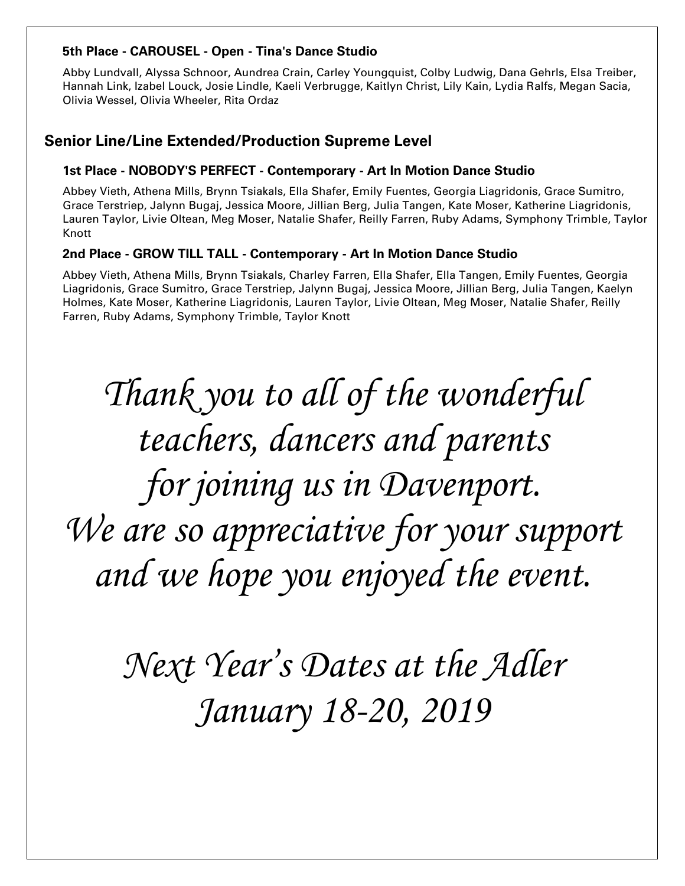**5th Place - CAROUSEL - Open - Tina's Dance Studio**

Abby Lundvall, Alyssa Schnoor, Aundrea Crain, Carley Youngquist, Colby Ludwig, Dana Gehrls, Elsa Treiber, Hannah Link, Izabel Louck, Josie Lindle, Kaeli Verbrugge, Kaitlyn Christ, Lily Kain, Lydia Ralfs, Megan Sacia, Olivia Wessel, Olivia Wheeler, Rita Ordaz

## Senior Line/Line Extended/Production Supreme Level

**1st Place - NOBODY'S PERFECT - Contemporary - Art In Motion Dance Studio**

Abbey Vieth, Athena Mills, Brynn Tsiakals, Ella Shafer, Emily Fuentes, Georgia Liagridonis, Grace Sumitro, Grace Terstriep, Jalynn Bugaj, Jessica Moore, Jillian Berg, Julia Tangen, Kate Moser, Katherine Liagridonis, Lauren Taylor, Livie Oltean, Meg Moser, Natalie Shafer, Reilly Farren, Ruby Adams, Symphony Trimble, Taylor Knott

**2nd Place - GROW TILL TALL - Contemporary - Art In Motion Dance Studio**

Abbey Vieth, Athena Mills, Brynn Tsiakals, Charley Farren, Ella Shafer, Ella Tangen, Emily Fuentes, Georgia Liagridonis, Grace Sumitro, Grace Terstriep, Jalynn Bugaj, Jessica Moore, Jillian Berg, Julia Tangen, Kaelyn Holmes, Kate Moser, Katherine Liagridonis, Lauren Taylor, Livie Oltean, Meg Moser, Natalie Shafer, Reilly Farren, Ruby Adams, Symphony Trimble, Taylor Knott

*Thank you to all of the wonderful teachers, dancers and parents for joining us in Davenport. We are so appreciative for your support and we hope you enjoyed the event.*

*Next Year's Dates at the Adler*
*January 18-20, 2019*